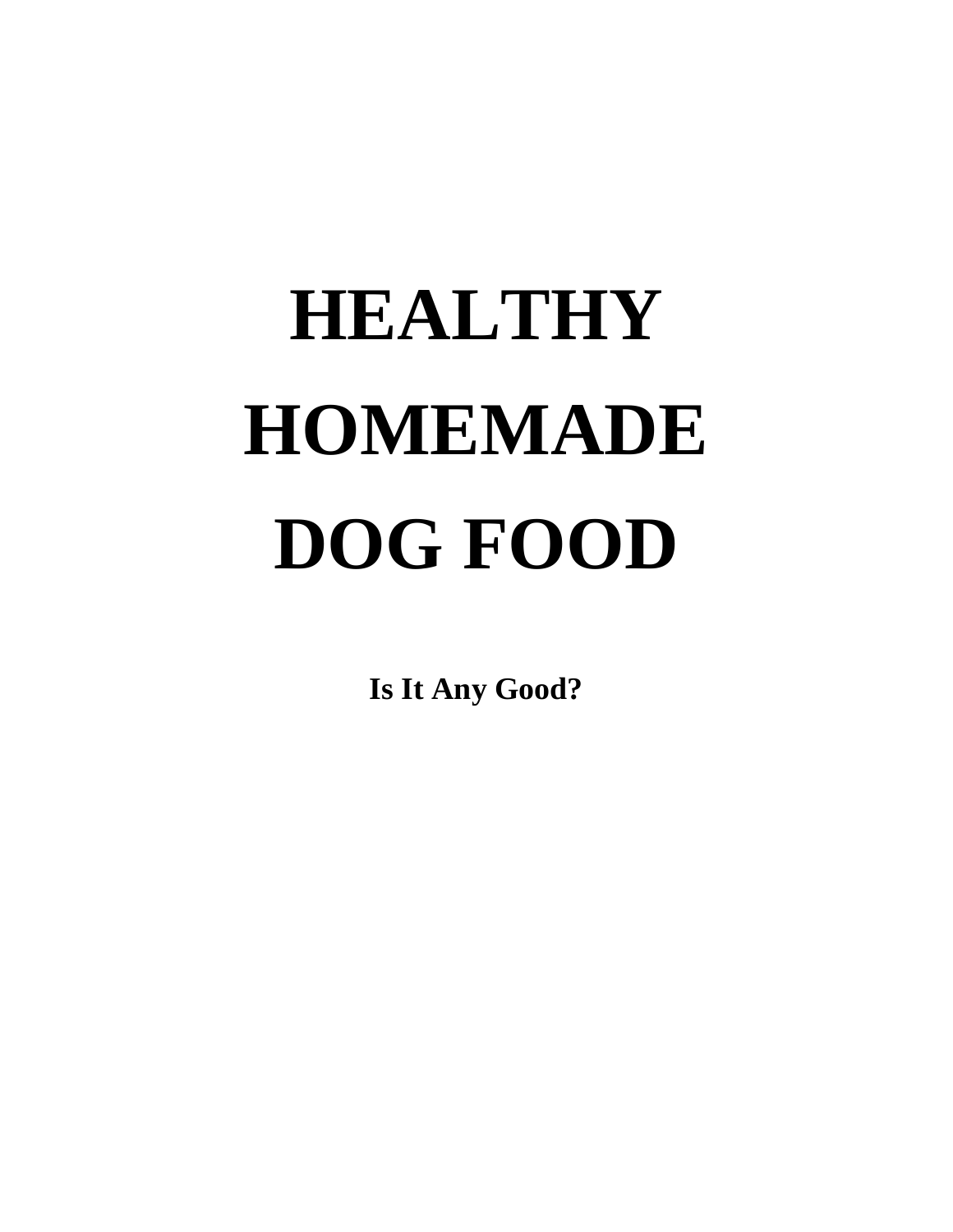# HEALTHY HOMEMADE DOG FOOD

**Is It Any Good?**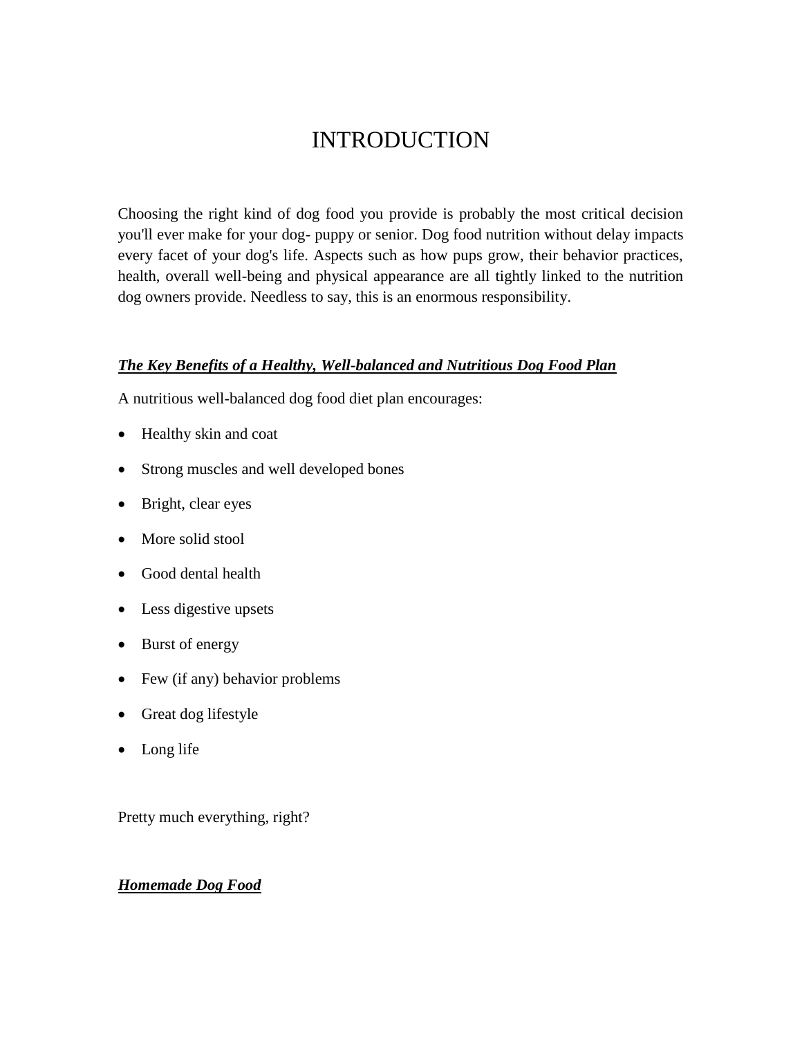# INTRODUCTION

Choosing the right kind of dog food you provide is probably the most critical decision you'll ever make for your dog- puppy or senior. Dog food nutrition without delay impacts every facet of your dog's life. Aspects such as how pups grow, their behavior practices, health, overall well-being and physical appearance are all tightly linked to the nutrition dog owners provide. Needless to say, this is an enormous responsibility.

## ***The Key Benefits of a Healthy, Well-balanced and Nutritious Dog Food Plan***

A nutritious well-balanced dog food diet plan encourages:

- Healthy skin and coat
- Strong muscles and well developed bones
- Bright, clear eyes
- More solid stool
- Good dental health
- Less digestive upsets
- Burst of energy
- Few (if any) behavior problems
- Great dog lifestyle
- Long life

Pretty much everything, right?

## ***Homemade Dog Food***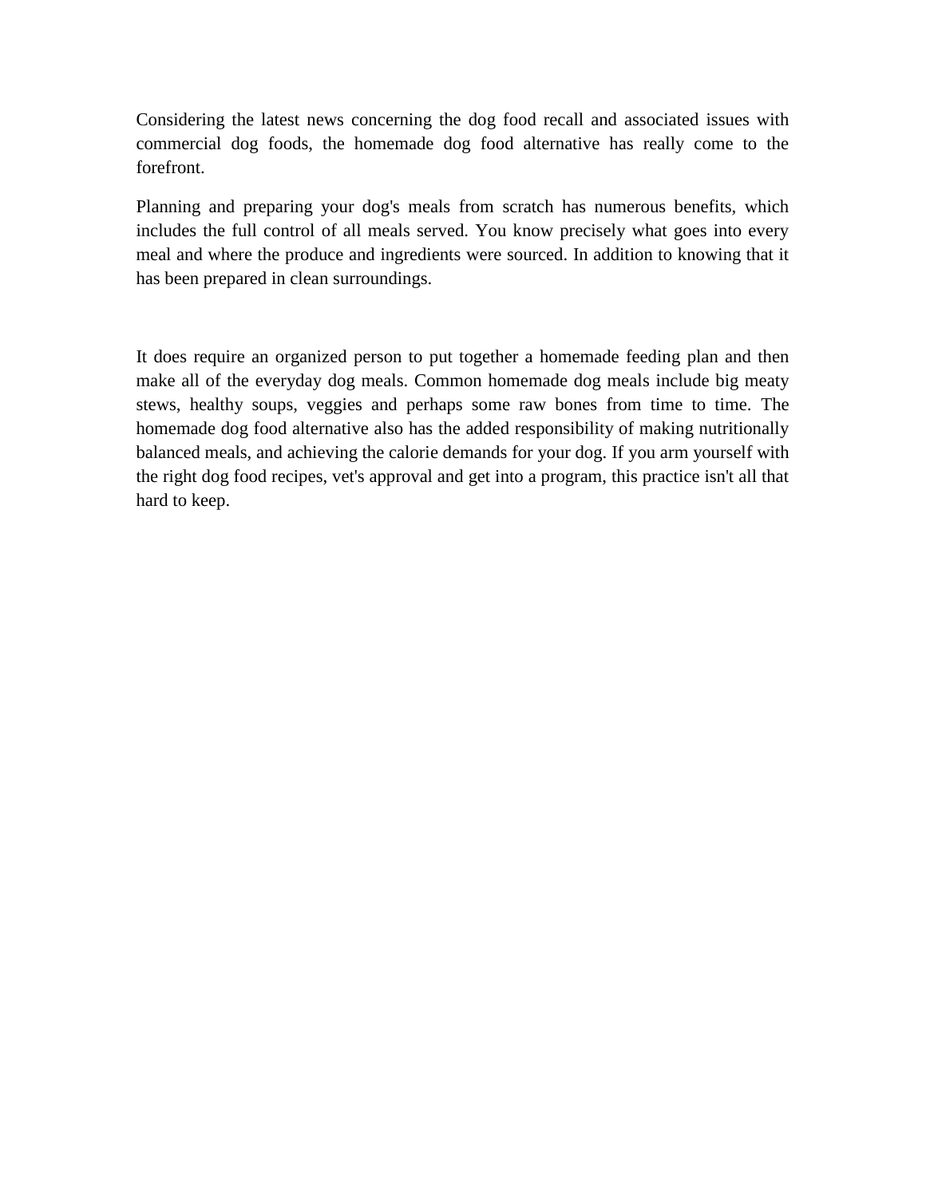Considering the latest news concerning the dog food recall and associated issues with commercial dog foods, the homemade dog food alternative has really come to the forefront.

Planning and preparing your dog's meals from scratch has numerous benefits, which includes the full control of all meals served. You know precisely what goes into every meal and where the produce and ingredients were sourced. In addition to knowing that it has been prepared in clean surroundings.

It does require an organized person to put together a homemade feeding plan and then make all of the everyday dog meals. Common homemade dog meals include big meaty stews, healthy soups, veggies and perhaps some raw bones from time to time. The homemade dog food alternative also has the added responsibility of making nutritionally balanced meals, and achieving the calorie demands for your dog. If you arm yourself with the right dog food recipes, vet's approval and get into a program, this practice isn't all that hard to keep.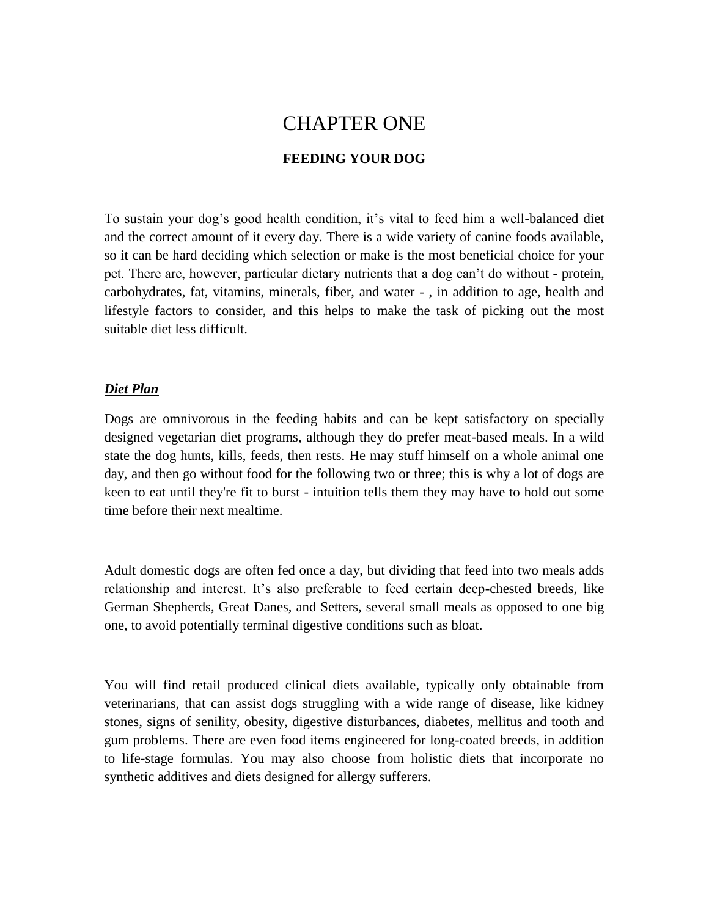# CHAPTER ONE

## FEEDING YOUR DOG

To sustain your dog's good health condition, it's vital to feed him a well-balanced diet and the correct amount of it every day. There is a wide variety of canine foods available, so it can be hard deciding which selection or make is the most beneficial choice for your pet. There are, however, particular dietary nutrients that a dog can't do without - protein, carbohydrates, fat, vitamins, minerals, fiber, and water - , in addition to age, health and lifestyle factors to consider, and this helps to make the task of picking out the most suitable diet less difficult.

### ***Diet Plan***

Dogs are omnivorous in the feeding habits and can be kept satisfactory on specially designed vegetarian diet programs, although they do prefer meat-based meals. In a wild state the dog hunts, kills, feeds, then rests. He may stuff himself on a whole animal one day, and then go without food for the following two or three; this is why a lot of dogs are keen to eat until they're fit to burst - intuition tells them they may have to hold out some time before their next mealtime.

Adult domestic dogs are often fed once a day, but dividing that feed into two meals adds relationship and interest. It's also preferable to feed certain deep-chested breeds, like German Shepherds, Great Danes, and Setters, several small meals as opposed to one big one, to avoid potentially terminal digestive conditions such as bloat.

You will find retail produced clinical diets available, typically only obtainable from veterinarians, that can assist dogs struggling with a wide range of disease, like kidney stones, signs of senility, obesity, digestive disturbances, diabetes, mellitus and tooth and gum problems. There are even food items engineered for long-coated breeds, in addition to life-stage formulas. You may also choose from holistic diets that incorporate no synthetic additives and diets designed for allergy sufferers.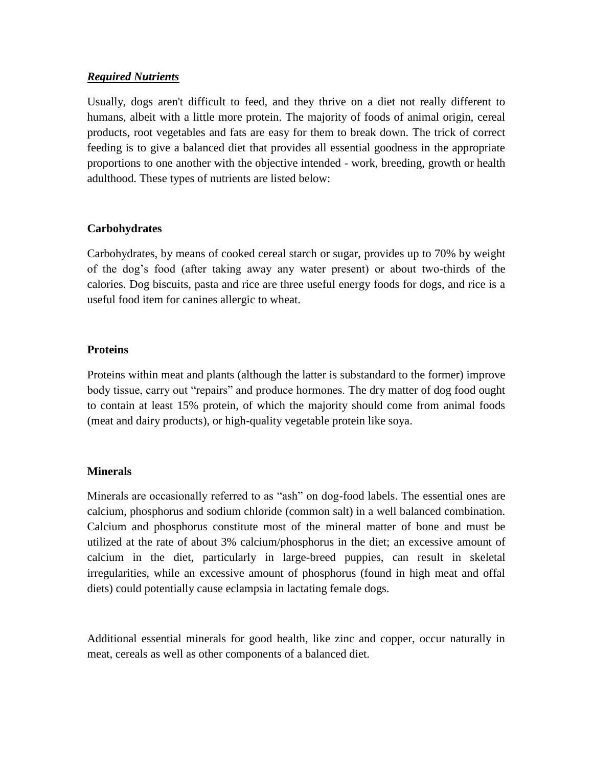## ***Required Nutrients***

Usually, dogs aren't difficult to feed, and they thrive on a diet not really different to humans, albeit with a little more protein. The majority of foods of animal origin, cereal products, root vegetables and fats are easy for them to break down. The trick of correct feeding is to give a balanced diet that provides all essential goodness in the appropriate proportions to one another with the objective intended - work, breeding, growth or health adulthood. These types of nutrients are listed below:

### **Carbohydrates**

Carbohydrates, by means of cooked cereal starch or sugar, provides up to 70% by weight of the dog's food (after taking away any water present) or about two-thirds of the calories. Dog biscuits, pasta and rice are three useful energy foods for dogs, and rice is a useful food item for canines allergic to wheat.

### **Proteins**

Proteins within meat and plants (although the latter is substandard to the former) improve body tissue, carry out "repairs" and produce hormones. The dry matter of dog food ought to contain at least 15% protein, of which the majority should come from animal foods (meat and dairy products), or high-quality vegetable protein like soya.

### **Minerals**

Minerals are occasionally referred to as "ash" on dog-food labels. The essential ones are calcium, phosphorus and sodium chloride (common salt) in a well balanced combination. Calcium and phosphorus constitute most of the mineral matter of bone and must be utilized at the rate of about 3% calcium/phosphorus in the diet; an excessive amount of calcium in the diet, particularly in large-breed puppies, can result in skeletal irregularities, while an excessive amount of phosphorus (found in high meat and offal diets) could potentially cause eclampsia in lactating female dogs.

Additional essential minerals for good health, like zinc and copper, occur naturally in meat, cereals as well as other components of a balanced diet.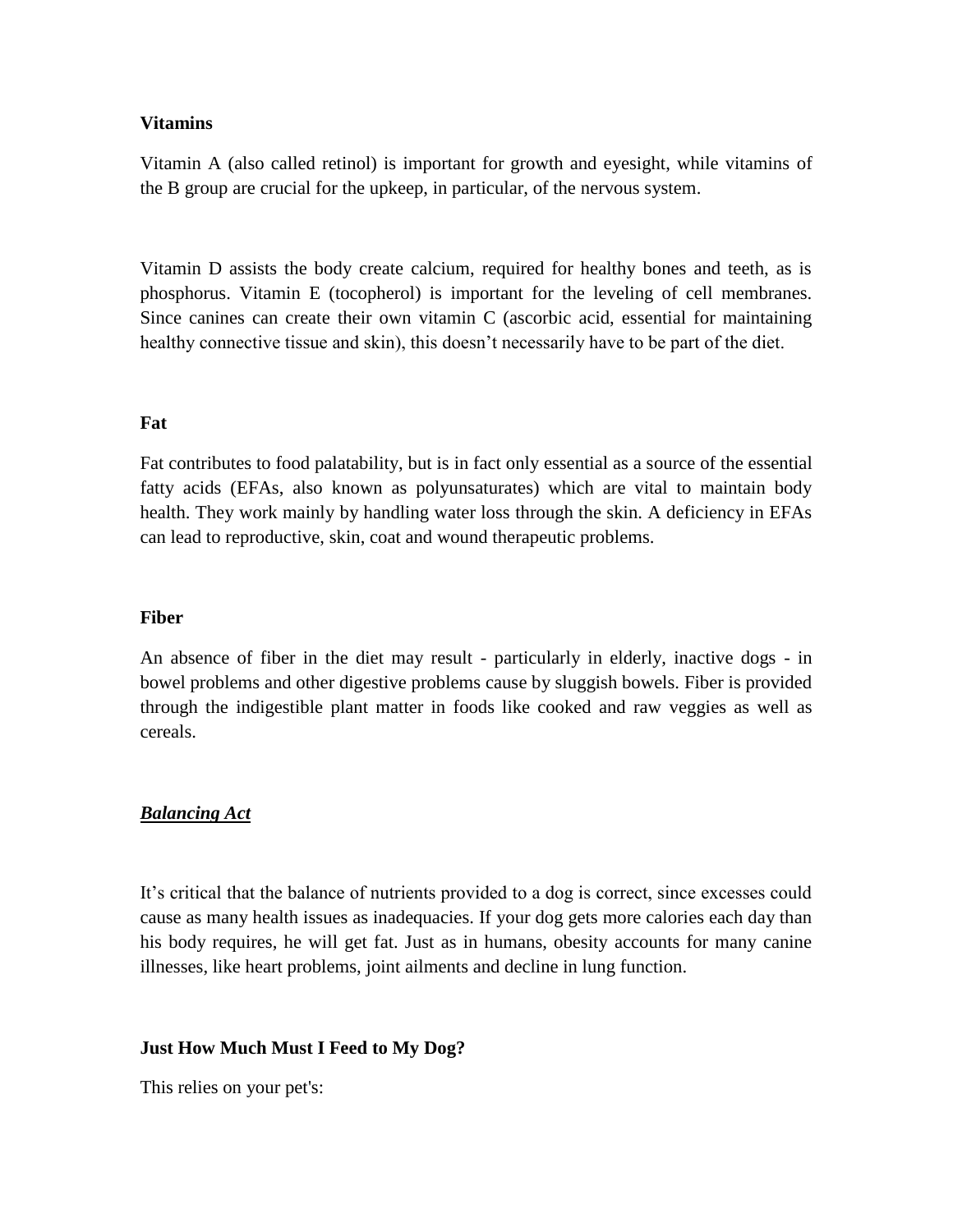**Vitamins**

Vitamin A (also called retinol) is important for growth and eyesight, while vitamins of the B group are crucial for the upkeep, in particular, of the nervous system.

Vitamin D assists the body create calcium, required for healthy bones and teeth, as is phosphorus. Vitamin E (tocopherol) is important for the leveling of cell membranes. Since canines can create their own vitamin C (ascorbic acid, essential for maintaining healthy connective tissue and skin), this doesn't necessarily have to be part of the diet.

**Fat**

Fat contributes to food palatability, but is in fact only essential as a source of the essential fatty acids (EFAs, also known as polyunsaturates) which are vital to maintain body health. They work mainly by handling water loss through the skin. A deficiency in EFAs can lead to reproductive, skin, coat and wound therapeutic problems.

**Fiber**

An absence of fiber in the diet may result - particularly in elderly, inactive dogs - in bowel problems and other digestive problems cause by sluggish bowels. Fiber is provided through the indigestible plant matter in foods like cooked and raw veggies as well as cereals.

***Balancing Act***

It's critical that the balance of nutrients provided to a dog is correct, since excesses could cause as many health issues as inadequacies. If your dog gets more calories each day than his body requires, he will get fat. Just as in humans, obesity accounts for many canine illnesses, like heart problems, joint ailments and decline in lung function.

**Just How Much Must I Feed to My Dog?**

This relies on your pet's: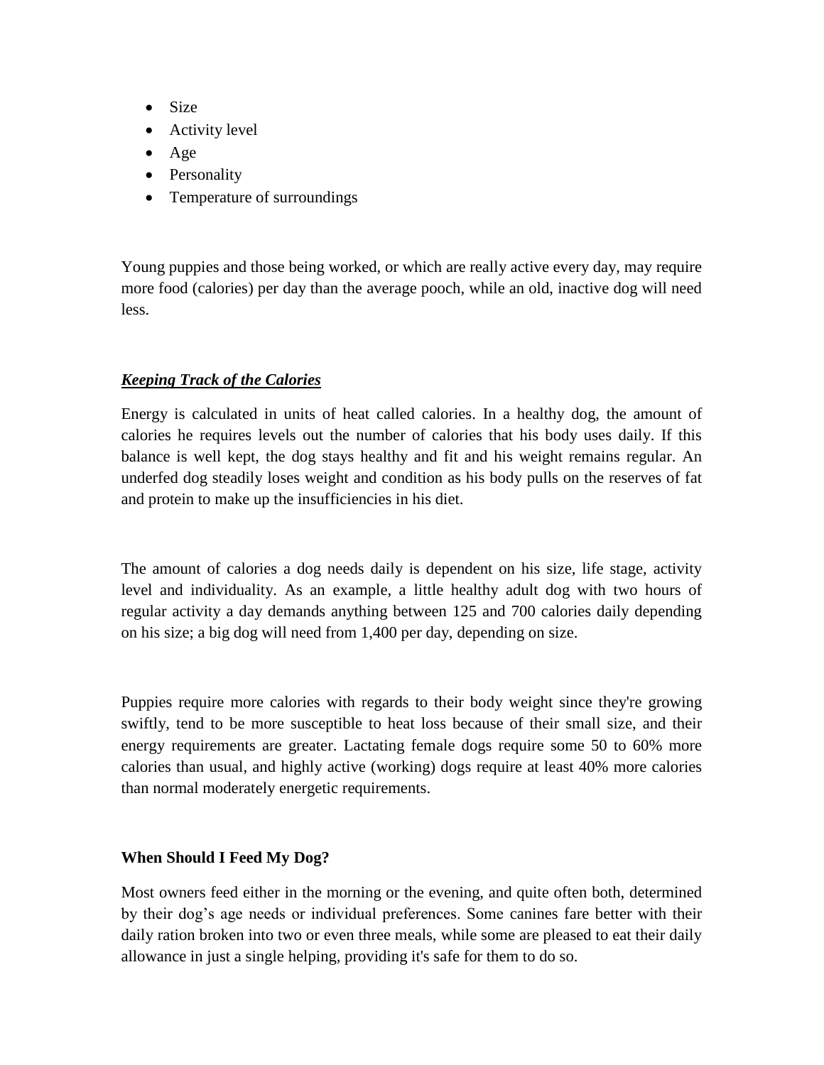- Size
- Activity level
- Age
- Personality
- Temperature of surroundings

Young puppies and those being worked, or which are really active every day, may require more food (calories) per day than the average pooch, while an old, inactive dog will need less.

***Keeping Track of the Calories***

Energy is calculated in units of heat called calories. In a healthy dog, the amount of calories he requires levels out the number of calories that his body uses daily. If this balance is well kept, the dog stays healthy and fit and his weight remains regular. An underfed dog steadily loses weight and condition as his body pulls on the reserves of fat and protein to make up the insufficiencies in his diet.

The amount of calories a dog needs daily is dependent on his size, life stage, activity level and individuality. As an example, a little healthy adult dog with two hours of regular activity a day demands anything between 125 and 700 calories daily depending on his size; a big dog will need from 1,400 per day, depending on size.

Puppies require more calories with regards to their body weight since they're growing swiftly, tend to be more susceptible to heat loss because of their small size, and their energy requirements are greater. Lactating female dogs require some 50 to 60% more calories than usual, and highly active (working) dogs require at least 40% more calories than normal moderately energetic requirements.

**When Should I Feed My Dog?**

Most owners feed either in the morning or the evening, and quite often both, determined by their dog's age needs or individual preferences. Some canines fare better with their daily ration broken into two or even three meals, while some are pleased to eat their daily allowance in just a single helping, providing it's safe for them to do so.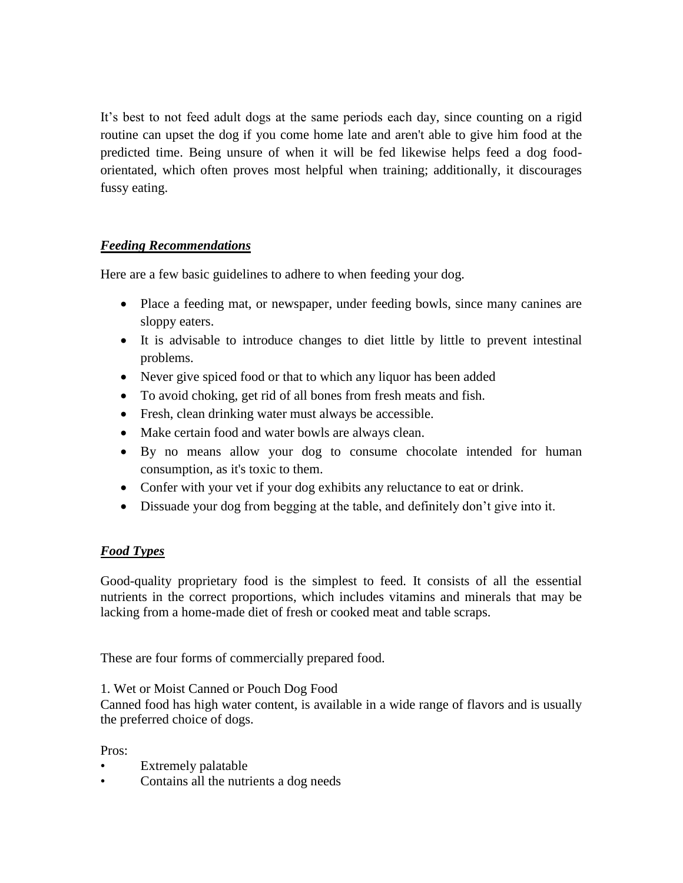It's best to not feed adult dogs at the same periods each day, since counting on a rigid routine can upset the dog if you come home late and aren't able to give him food at the predicted time. Being unsure of when it will be fed likewise helps feed a dog food-orientated, which often proves most helpful when training; additionally, it discourages fussy eating.

## ***Feeding Recommendations***

Here are a few basic guidelines to adhere to when feeding your dog.

- Place a feeding mat, or newspaper, under feeding bowls, since many canines are sloppy eaters.
- It is advisable to introduce changes to diet little by little to prevent intestinal problems.
- Never give spiced food or that to which any liquor has been added
- To avoid choking, get rid of all bones from fresh meats and fish.
- Fresh, clean drinking water must always be accessible.
- Make certain food and water bowls are always clean.
- By no means allow your dog to consume chocolate intended for human consumption, as it's toxic to them.
- Confer with your vet if your dog exhibits any reluctance to eat or drink.
- Dissuade your dog from begging at the table, and definitely don't give into it.

## ***Food Types***

Good-quality proprietary food is the simplest to feed. It consists of all the essential nutrients in the correct proportions, which includes vitamins and minerals that may be lacking from a home-made diet of fresh or cooked meat and table scraps.

These are four forms of commercially prepared food.

1. Wet or Moist Canned or Pouch Dog Food
Canned food has high water content, is available in a wide range of flavors and is usually the preferred choice of dogs.

Pros:

- Extremely palatable
- Contains all the nutrients a dog needs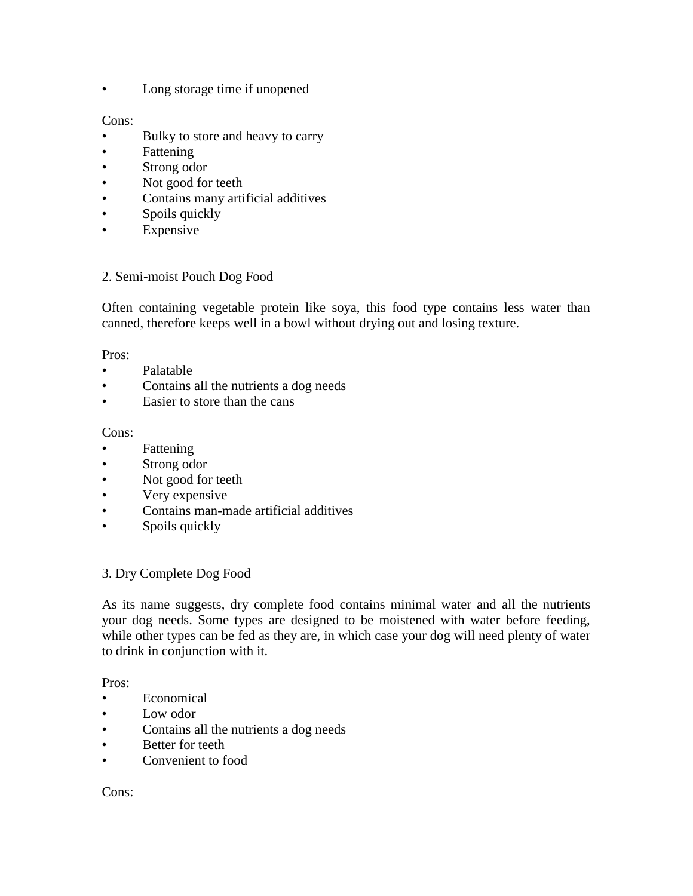- Long storage time if unopened

Cons:

- Bulky to store and heavy to carry
- Fattening
- Strong odor
- Not good for teeth
- Contains many artificial additives
- Spoils quickly
- Expensive

## 2. Semi-moist Pouch Dog Food

Often containing vegetable protein like soya, this food type contains less water than canned, therefore keeps well in a bowl without drying out and losing texture.

Pros:

- Palatable
- Contains all the nutrients a dog needs
- Easier to store than the cans

Cons:

- Fattening
- Strong odor
- Not good for teeth
- Very expensive
- Contains man-made artificial additives
- Spoils quickly

## 3. Dry Complete Dog Food

As its name suggests, dry complete food contains minimal water and all the nutrients your dog needs. Some types are designed to be moistened with water before feeding, while other types can be fed as they are, in which case your dog will need plenty of water to drink in conjunction with it.

Pros:

- Economical
- Low odor
- Contains all the nutrients a dog needs
- Better for teeth
- Convenient to food

Cons: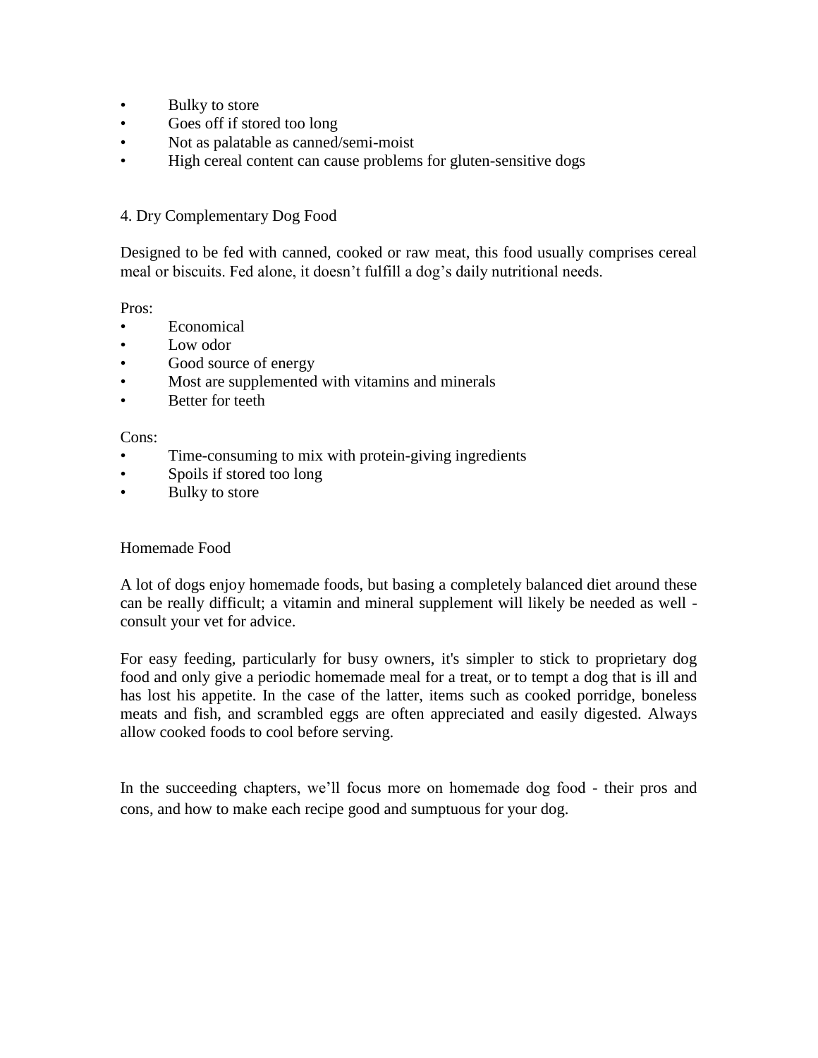- Bulky to store
- Goes off if stored too long
- Not as palatable as canned/semi-moist
- High cereal content can cause problems for gluten-sensitive dogs

## 4. Dry Complementary Dog Food

Designed to be fed with canned, cooked or raw meat, this food usually comprises cereal meal or biscuits. Fed alone, it doesn't fulfill a dog's daily nutritional needs.

Pros:

- Economical
- Low odor
- Good source of energy
- Most are supplemented with vitamins and minerals
- Better for teeth

Cons:

- Time-consuming to mix with protein-giving ingredients
- Spoils if stored too long
- Bulky to store

## Homemade Food

A lot of dogs enjoy homemade foods, but basing a completely balanced diet around these can be really difficult; a vitamin and mineral supplement will likely be needed as well - consult your vet for advice.

For easy feeding, particularly for busy owners, it's simpler to stick to proprietary dog food and only give a periodic homemade meal for a treat, or to tempt a dog that is ill and has lost his appetite. In the case of the latter, items such as cooked porridge, boneless meats and fish, and scrambled eggs are often appreciated and easily digested. Always allow cooked foods to cool before serving.

In the succeeding chapters, we'll focus more on homemade dog food - their pros and cons, and how to make each recipe good and sumptuous for your dog.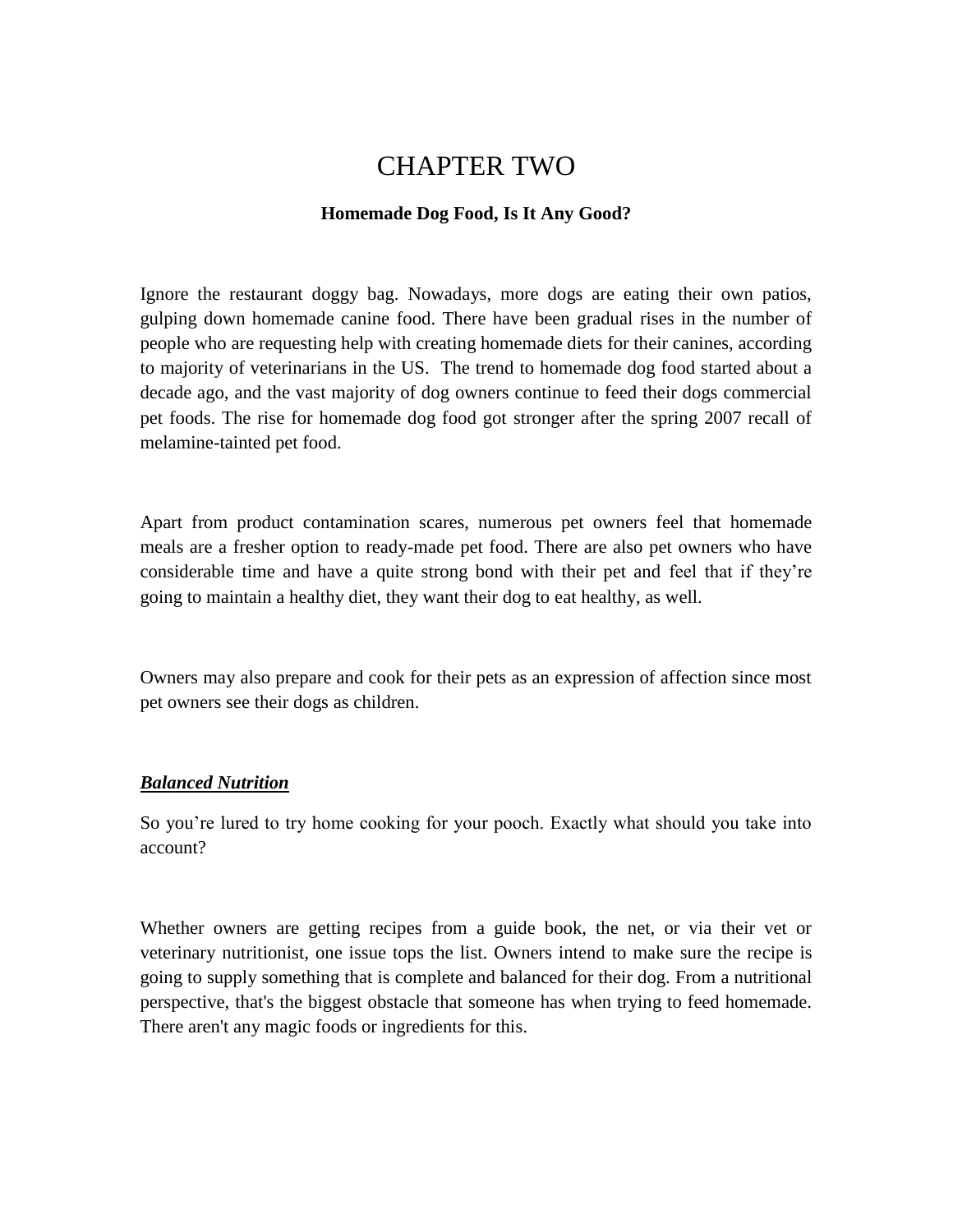# CHAPTER TWO

**Homemade Dog Food, Is It Any Good?**

Ignore the restaurant doggy bag. Nowadays, more dogs are eating their own patios, gulping down homemade canine food. There have been gradual rises in the number of people who are requesting help with creating homemade diets for their canines, according to majority of veterinarians in the US. The trend to homemade dog food started about a decade ago, and the vast majority of dog owners continue to feed their dogs commercial pet foods. The rise for homemade dog food got stronger after the spring 2007 recall of melamine-tainted pet food.

Apart from product contamination scares, numerous pet owners feel that homemade meals are a fresher option to ready-made pet food. There are also pet owners who have considerable time and have a quite strong bond with their pet and feel that if they're going to maintain a healthy diet, they want their dog to eat healthy, as well.

Owners may also prepare and cook for their pets as an expression of affection since most pet owners see their dogs as children.

***<u>Balanced Nutrition</u>***

So you're lured to try home cooking for your pooch. Exactly what should you take into account?

Whether owners are getting recipes from a guide book, the net, or via their vet or veterinary nutritionist, one issue tops the list. Owners intend to make sure the recipe is going to supply something that is complete and balanced for their dog. From a nutritional perspective, that's the biggest obstacle that someone has when trying to feed homemade. There aren't any magic foods or ingredients for this.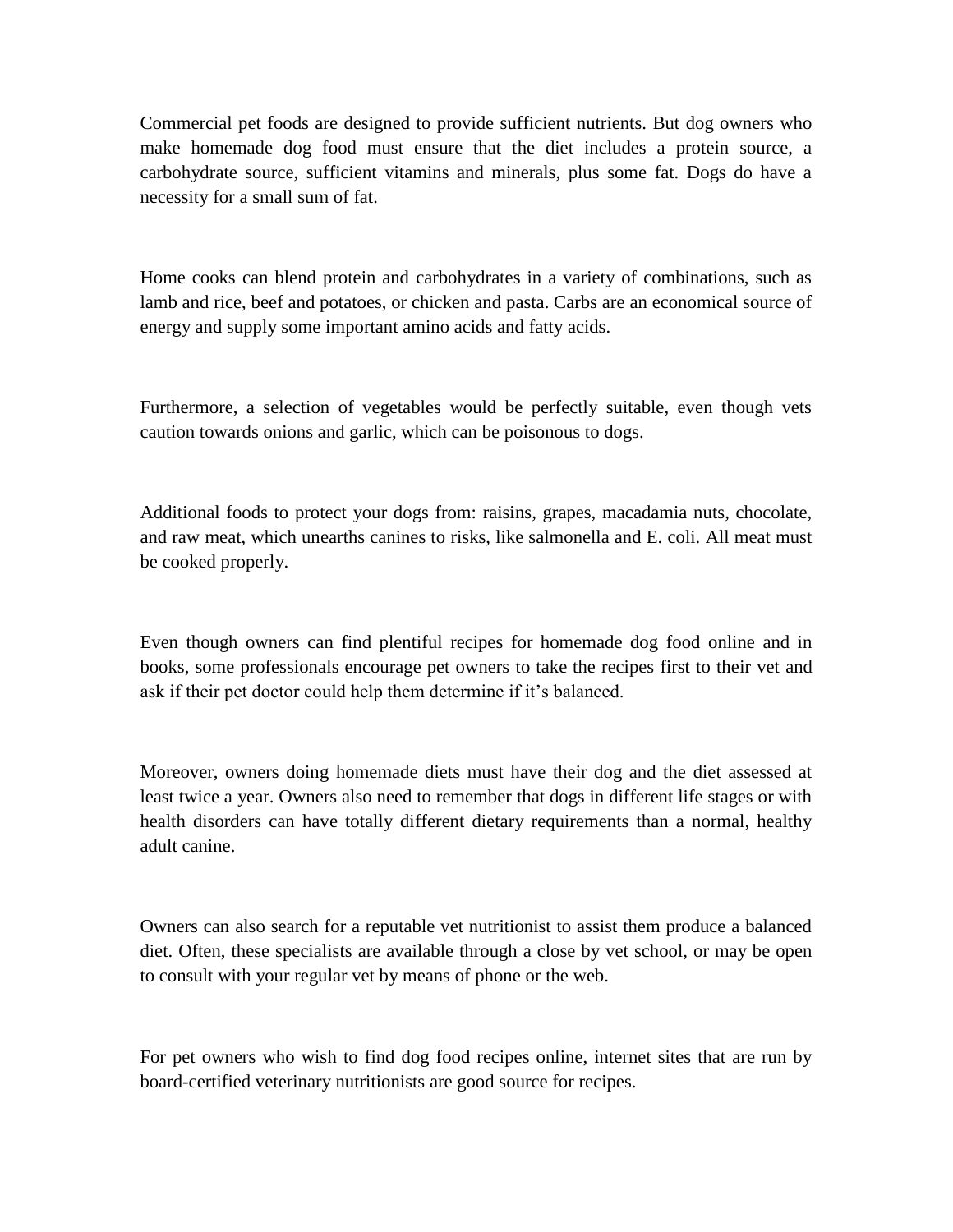Commercial pet foods are designed to provide sufficient nutrients. But dog owners who make homemade dog food must ensure that the diet includes a protein source, a carbohydrate source, sufficient vitamins and minerals, plus some fat. Dogs do have a necessity for a small sum of fat.

Home cooks can blend protein and carbohydrates in a variety of combinations, such as lamb and rice, beef and potatoes, or chicken and pasta. Carbs are an economical source of energy and supply some important amino acids and fatty acids.

Furthermore, a selection of vegetables would be perfectly suitable, even though vets caution towards onions and garlic, which can be poisonous to dogs.

Additional foods to protect your dogs from: raisins, grapes, macadamia nuts, chocolate, and raw meat, which unearths canines to risks, like salmonella and E. coli. All meat must be cooked properly.

Even though owners can find plentiful recipes for homemade dog food online and in books, some professionals encourage pet owners to take the recipes first to their vet and ask if their pet doctor could help them determine if it's balanced.

Moreover, owners doing homemade diets must have their dog and the diet assessed at least twice a year. Owners also need to remember that dogs in different life stages or with health disorders can have totally different dietary requirements than a normal, healthy adult canine.

Owners can also search for a reputable vet nutritionist to assist them produce a balanced diet. Often, these specialists are available through a close by vet school, or may be open to consult with your regular vet by means of phone or the web.

For pet owners who wish to find dog food recipes online, internet sites that are run by board-certified veterinary nutritionists are good source for recipes.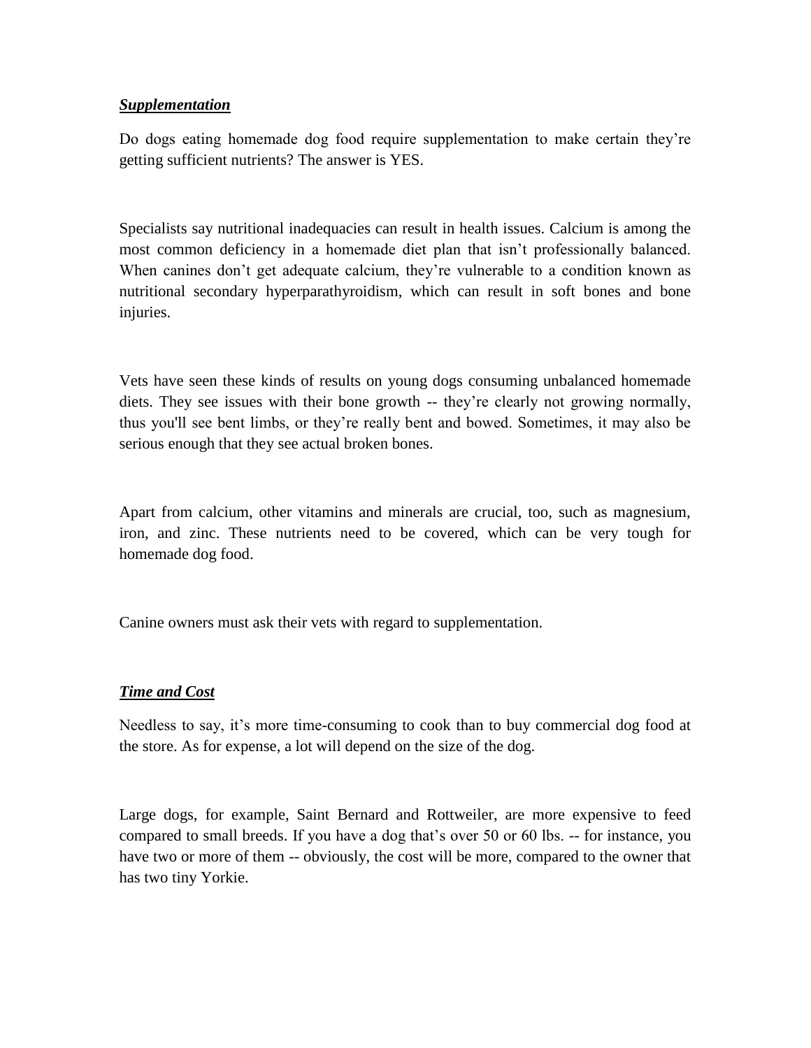***Supplementation***

Do dogs eating homemade dog food require supplementation to make certain they're getting sufficient nutrients? The answer is YES.

Specialists say nutritional inadequacies can result in health issues. Calcium is among the most common deficiency in a homemade diet plan that isn't professionally balanced. When canines don't get adequate calcium, they're vulnerable to a condition known as nutritional secondary hyperparathyroidism, which can result in soft bones and bone injuries.

Vets have seen these kinds of results on young dogs consuming unbalanced homemade diets. They see issues with their bone growth -- they're clearly not growing normally, thus you'll see bent limbs, or they're really bent and bowed. Sometimes, it may also be serious enough that they see actual broken bones.

Apart from calcium, other vitamins and minerals are crucial, too, such as magnesium, iron, and zinc. These nutrients need to be covered, which can be very tough for homemade dog food.

Canine owners must ask their vets with regard to supplementation.

***Time and Cost***

Needless to say, it's more time-consuming to cook than to buy commercial dog food at the store. As for expense, a lot will depend on the size of the dog.

Large dogs, for example, Saint Bernard and Rottweiler, are more expensive to feed compared to small breeds. If you have a dog that's over 50 or 60 lbs. -- for instance, you have two or more of them -- obviously, the cost will be more, compared to the owner that has two tiny Yorkie.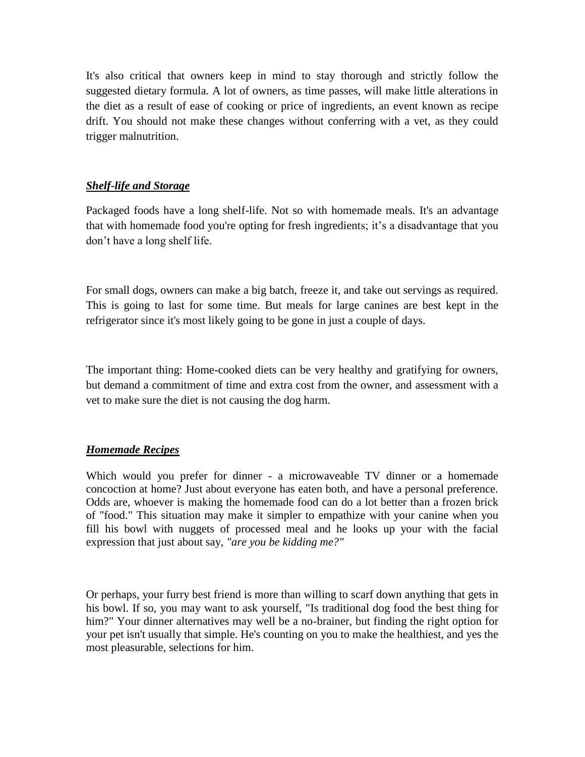It's also critical that owners keep in mind to stay thorough and strictly follow the suggested dietary formula. A lot of owners, as time passes, will make little alterations in the diet as a result of ease of cooking or price of ingredients, an event known as recipe drift. You should not make these changes without conferring with a vet, as they could trigger malnutrition.

### ***Shelf-life and Storage***

Packaged foods have a long shelf-life. Not so with homemade meals. It's an advantage that with homemade food you're opting for fresh ingredients; it's a disadvantage that you don't have a long shelf life.

For small dogs, owners can make a big batch, freeze it, and take out servings as required. This is going to last for some time. But meals for large canines are best kept in the refrigerator since it's most likely going to be gone in just a couple of days.

The important thing: Home-cooked diets can be very healthy and gratifying for owners, but demand a commitment of time and extra cost from the owner, and assessment with a vet to make sure the diet is not causing the dog harm.

### ***Homemade Recipes***

Which would you prefer for dinner - a microwaveable TV dinner or a homemade concoction at home? Just about everyone has eaten both, and have a personal preference. Odds are, whoever is making the homemade food can do a lot better than a frozen brick of "food." This situation may make it simpler to empathize with your canine when you fill his bowl with nuggets of processed meal and he looks up your with the facial expression that just about say, *"are you be kidding me?"*

Or perhaps, your furry best friend is more than willing to scarf down anything that gets in his bowl. If so, you may want to ask yourself, "Is traditional dog food the best thing for him?" Your dinner alternatives may well be a no-brainer, but finding the right option for your pet isn't usually that simple. He's counting on you to make the healthiest, and yes the most pleasurable, selections for him.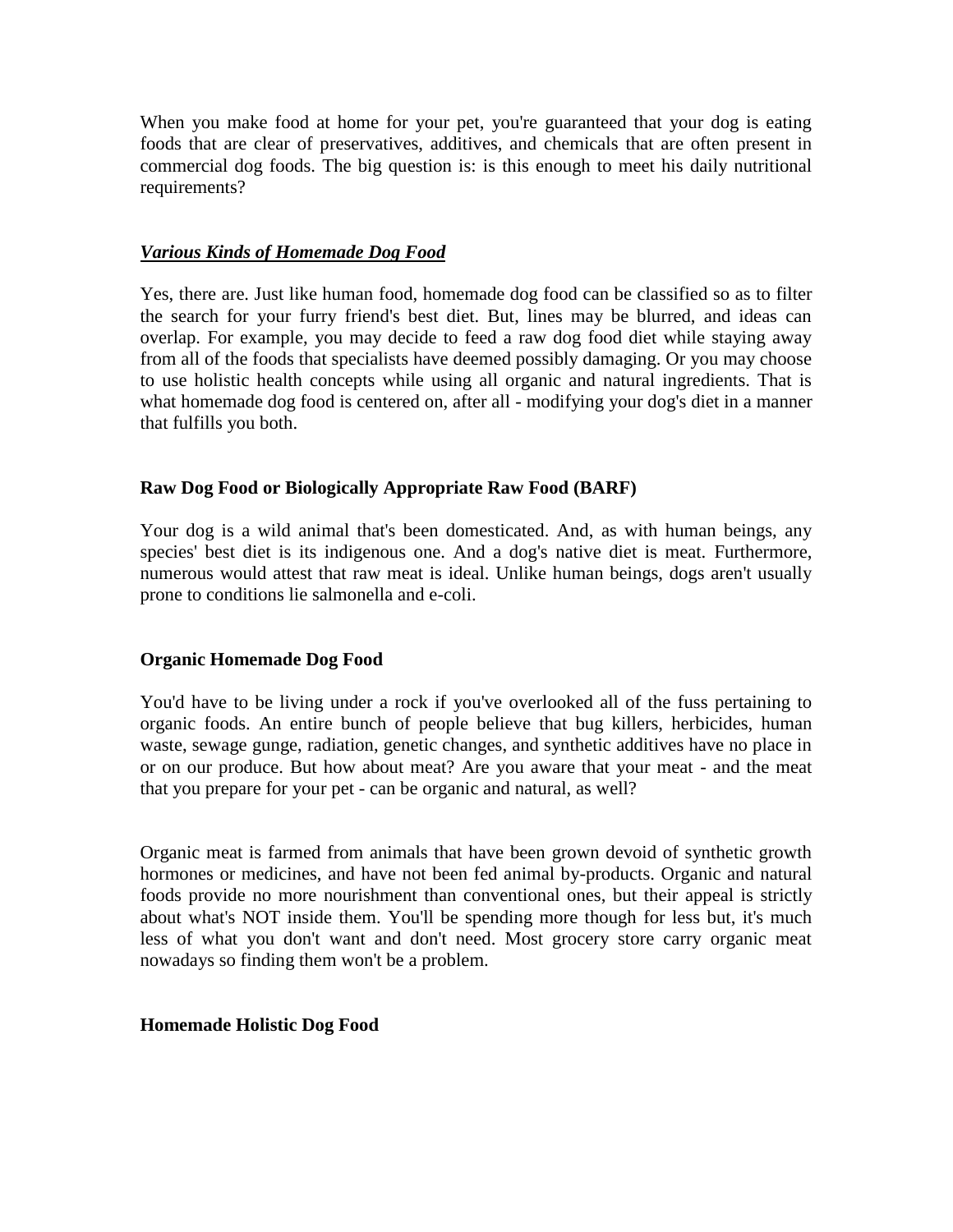When you make food at home for your pet, you're guaranteed that your dog is eating foods that are clear of preservatives, additives, and chemicals that are often present in commercial dog foods. The big question is: is this enough to meet his daily nutritional requirements?

***<u>Various Kinds of Homemade Dog Food</u>***

Yes, there are. Just like human food, homemade dog food can be classified so as to filter the search for your furry friend's best diet. But, lines may be blurred, and ideas can overlap. For example, you may decide to feed a raw dog food diet while staying away from all of the foods that specialists have deemed possibly damaging. Or you may choose to use holistic health concepts while using all organic and natural ingredients. That is what homemade dog food is centered on, after all - modifying your dog's diet in a manner that fulfills you both.

**Raw Dog Food or Biologically Appropriate Raw Food (BARF)**

Your dog is a wild animal that's been domesticated. And, as with human beings, any species' best diet is its indigenous one. And a dog's native diet is meat. Furthermore, numerous would attest that raw meat is ideal. Unlike human beings, dogs aren't usually prone to conditions lie salmonella and e-coli.

**Organic Homemade Dog Food**

You'd have to be living under a rock if you've overlooked all of the fuss pertaining to organic foods. An entire bunch of people believe that bug killers, herbicides, human waste, sewage gunge, radiation, genetic changes, and synthetic additives have no place in or on our produce. But how about meat? Are you aware that your meat - and the meat that you prepare for your pet - can be organic and natural, as well?

Organic meat is farmed from animals that have been grown devoid of synthetic growth hormones or medicines, and have not been fed animal by-products. Organic and natural foods provide no more nourishment than conventional ones, but their appeal is strictly about what's NOT inside them. You'll be spending more though for less but, it's much less of what you don't want and don't need. Most grocery store carry organic meat nowadays so finding them won't be a problem.

**Homemade Holistic Dog Food**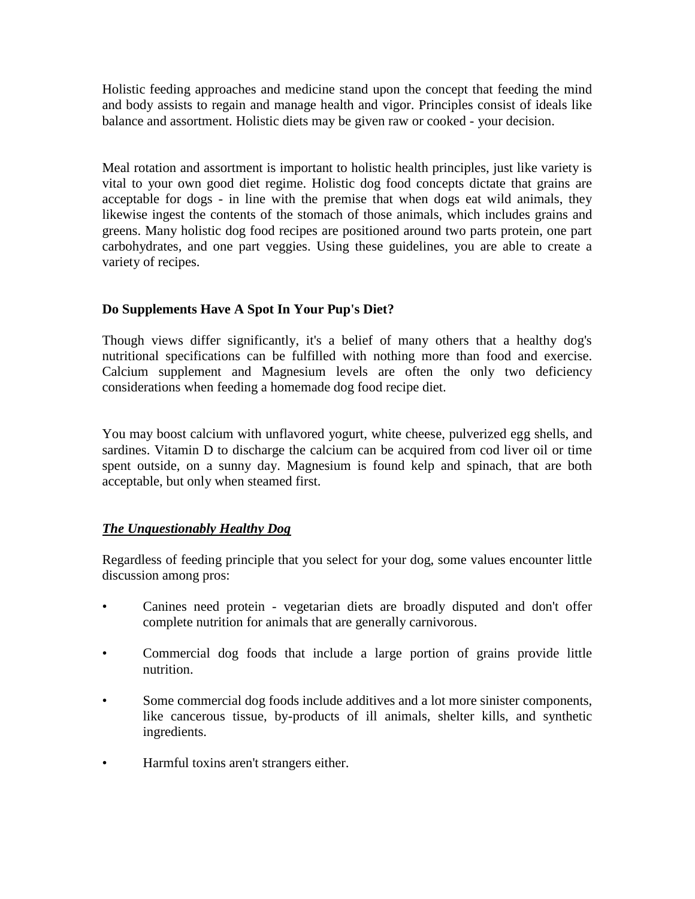Holistic feeding approaches and medicine stand upon the concept that feeding the mind and body assists to regain and manage health and vigor. Principles consist of ideals like balance and assortment. Holistic diets may be given raw or cooked - your decision.

Meal rotation and assortment is important to holistic health principles, just like variety is vital to your own good diet regime. Holistic dog food concepts dictate that grains are acceptable for dogs - in line with the premise that when dogs eat wild animals, they likewise ingest the contents of the stomach of those animals, which includes grains and greens. Many holistic dog food recipes are positioned around two parts protein, one part carbohydrates, and one part veggies. Using these guidelines, you are able to create a variety of recipes.

**Do Supplements Have A Spot In Your Pup's Diet?**

Though views differ significantly, it's a belief of many others that a healthy dog's nutritional specifications can be fulfilled with nothing more than food and exercise. Calcium supplement and Magnesium levels are often the only two deficiency considerations when feeding a homemade dog food recipe diet.

You may boost calcium with unflavored yogurt, white cheese, pulverized egg shells, and sardines. Vitamin D to discharge the calcium can be acquired from cod liver oil or time spent outside, on a sunny day. Magnesium is found kelp and spinach, that are both acceptable, but only when steamed first.

***The Unquestionably Healthy Dog***

Regardless of feeding principle that you select for your dog, some values encounter little discussion among pros:

- Canines need protein - vegetarian diets are broadly disputed and don't offer complete nutrition for animals that are generally carnivorous.
- Commercial dog foods that include a large portion of grains provide little nutrition.
- Some commercial dog foods include additives and a lot more sinister components, like cancerous tissue, by-products of ill animals, shelter kills, and synthetic ingredients.
- Harmful toxins aren't strangers either.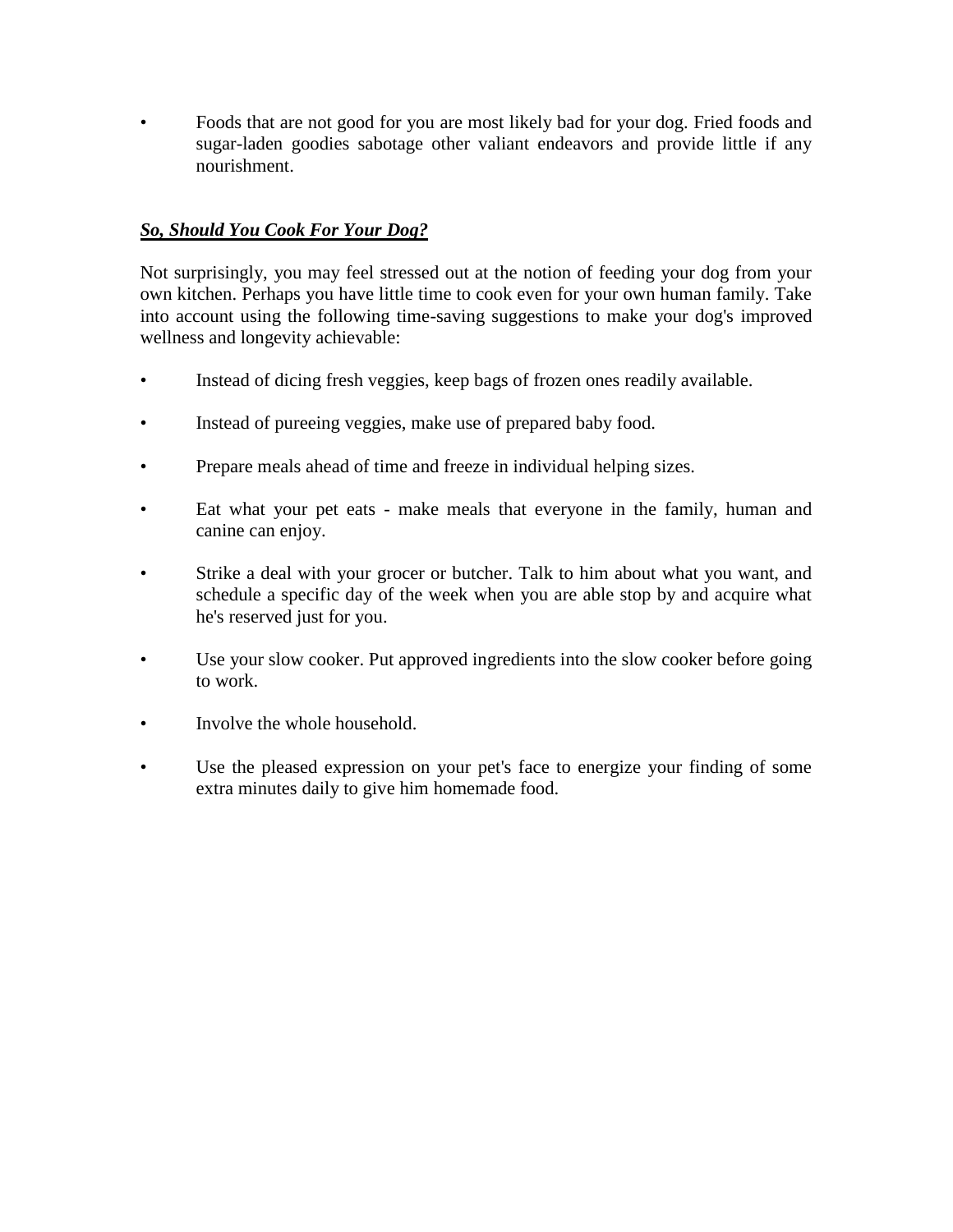- Foods that are not good for you are most likely bad for your dog. Fried foods and sugar-laden goodies sabotage other valiant endeavors and provide little if any nourishment.

## ***So, Should You Cook For Your Dog?***

Not surprisingly, you may feel stressed out at the notion of feeding your dog from your own kitchen. Perhaps you have little time to cook even for your own human family. Take into account using the following time-saving suggestions to make your dog's improved wellness and longevity achievable:

- Instead of dicing fresh veggies, keep bags of frozen ones readily available.
- Instead of pureeing veggies, make use of prepared baby food.
- Prepare meals ahead of time and freeze in individual helping sizes.
- Eat what your pet eats - make meals that everyone in the family, human and canine can enjoy.
- Strike a deal with your grocer or butcher. Talk to him about what you want, and schedule a specific day of the week when you are able stop by and acquire what he's reserved just for you.
- Use your slow cooker. Put approved ingredients into the slow cooker before going to work.
- Involve the whole household.
- Use the pleased expression on your pet's face to energize your finding of some extra minutes daily to give him homemade food.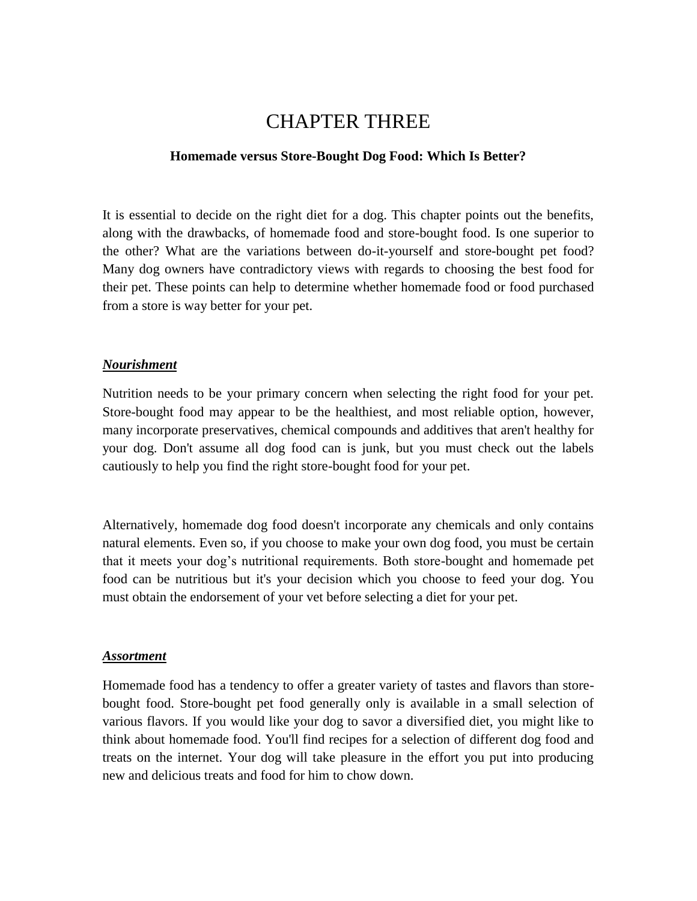# CHAPTER THREE

## Homemade versus Store-Bought Dog Food: Which Is Better?

It is essential to decide on the right diet for a dog. This chapter points out the benefits, along with the drawbacks, of homemade food and store-bought food. Is one superior to the other? What are the variations between do-it-yourself and store-bought pet food? Many dog owners have contradictory views with regards to choosing the best food for their pet. These points can help to determine whether homemade food or food purchased from a store is way better for your pet.

***Nourishment***

Nutrition needs to be your primary concern when selecting the right food for your pet. Store-bought food may appear to be the healthiest, and most reliable option, however, many incorporate preservatives, chemical compounds and additives that aren't healthy for your dog. Don't assume all dog food can is junk, but you must check out the labels cautiously to help you find the right store-bought food for your pet.

Alternatively, homemade dog food doesn't incorporate any chemicals and only contains natural elements. Even so, if you choose to make your own dog food, you must be certain that it meets your dog's nutritional requirements. Both store-bought and homemade pet food can be nutritious but it's your decision which you choose to feed your dog. You must obtain the endorsement of your vet before selecting a diet for your pet.

***Assortment***

Homemade food has a tendency to offer a greater variety of tastes and flavors than store-bought food. Store-bought pet food generally only is available in a small selection of various flavors. If you would like your dog to savor a diversified diet, you might like to think about homemade food. You'll find recipes for a selection of different dog food and treats on the internet. Your dog will take pleasure in the effort you put into producing new and delicious treats and food for him to chow down.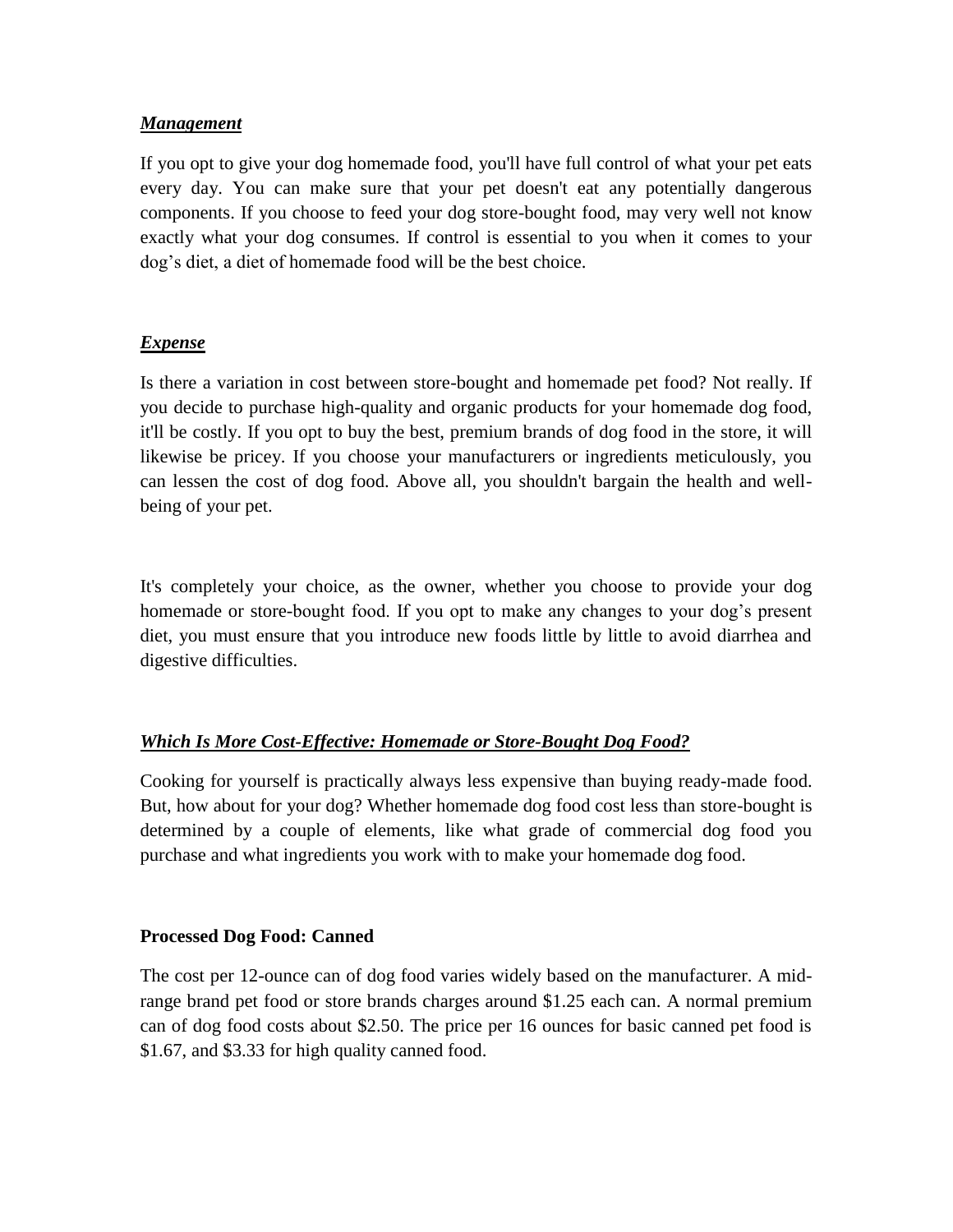### ***Management***

If you opt to give your dog homemade food, you'll have full control of what your pet eats every day. You can make sure that your pet doesn't eat any potentially dangerous components. If you choose to feed your dog store-bought food, may very well not know exactly what your dog consumes. If control is essential to you when it comes to your dog's diet, a diet of homemade food will be the best choice.

### ***Expense***

Is there a variation in cost between store-bought and homemade pet food? Not really. If you decide to purchase high-quality and organic products for your homemade dog food, it'll be costly. If you opt to buy the best, premium brands of dog food in the store, it will likewise be pricey. If you choose your manufacturers or ingredients meticulously, you can lessen the cost of dog food. Above all, you shouldn't bargain the health and well-being of your pet.

It's completely your choice, as the owner, whether you choose to provide your dog homemade or store-bought food. If you opt to make any changes to your dog's present diet, you must ensure that you introduce new foods little by little to avoid diarrhea and digestive difficulties.

### ***Which Is More Cost-Effective: Homemade or Store-Bought Dog Food?***

Cooking for yourself is practically always less expensive than buying ready-made food. But, how about for your dog? Whether homemade dog food cost less than store-bought is determined by a couple of elements, like what grade of commercial dog food you purchase and what ingredients you work with to make your homemade dog food.

#### **Processed Dog Food: Canned**

The cost per 12-ounce can of dog food varies widely based on the manufacturer. A mid-range brand pet food or store brands charges around $1.25 each can. A normal premium can of dog food costs about $2.50. The price per 16 ounces for basic canned pet food is $1.67, and $3.33 for high quality canned food.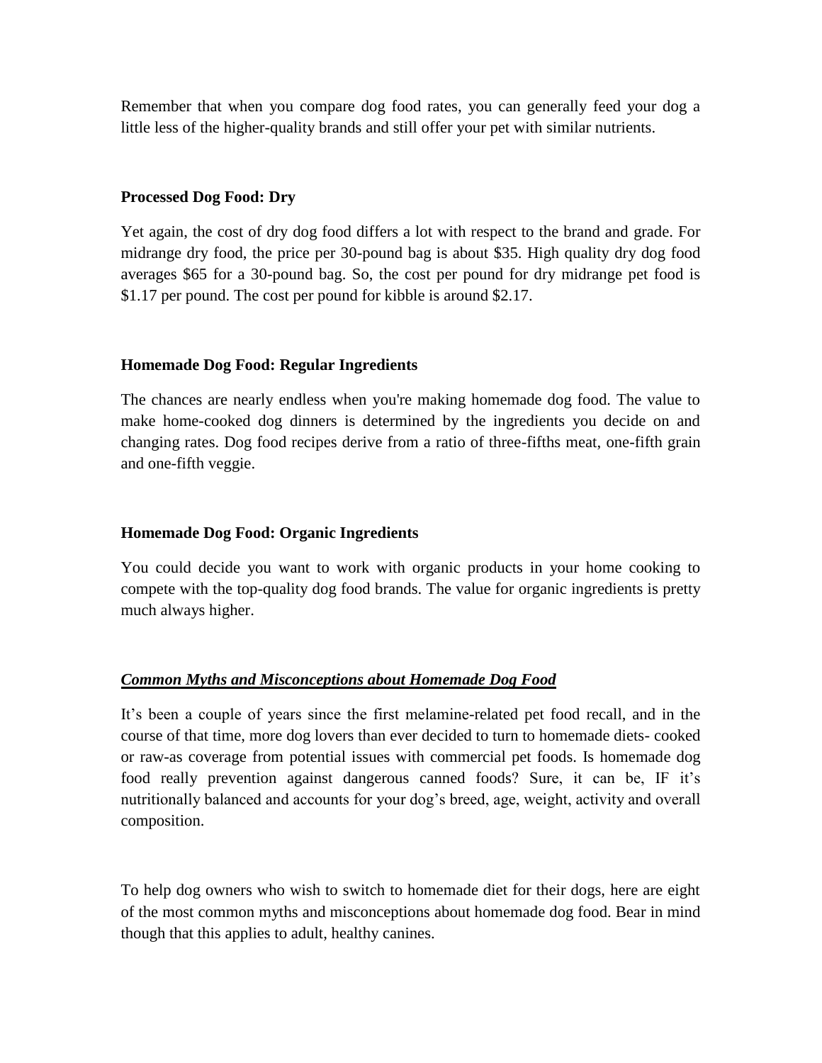Remember that when you compare dog food rates, you can generally feed your dog a little less of the higher-quality brands and still offer your pet with similar nutrients.

**Processed Dog Food: Dry**

Yet again, the cost of dry dog food differs a lot with respect to the brand and grade. For midrange dry food, the price per 30-pound bag is about $35. High quality dry dog food averages $65 for a 30-pound bag. So, the cost per pound for dry midrange pet food is $1.17 per pound. The cost per pound for kibble is around $2.17.

**Homemade Dog Food: Regular Ingredients**

The chances are nearly endless when you're making homemade dog food. The value to make home-cooked dog dinners is determined by the ingredients you decide on and changing rates. Dog food recipes derive from a ratio of three-fifths meat, one-fifth grain and one-fifth veggie.

**Homemade Dog Food: Organic Ingredients**

You could decide you want to work with organic products in your home cooking to compete with the top-quality dog food brands. The value for organic ingredients is pretty much always higher.

***<u>Common Myths and Misconceptions about Homemade Dog Food</u>***

It's been a couple of years since the first melamine-related pet food recall, and in the course of that time, more dog lovers than ever decided to turn to homemade diets- cooked or raw-as coverage from potential issues with commercial pet foods. Is homemade dog food really prevention against dangerous canned foods? Sure, it can be, IF it's nutritionally balanced and accounts for your dog's breed, age, weight, activity and overall composition.

To help dog owners who wish to switch to homemade diet for their dogs, here are eight of the most common myths and misconceptions about homemade dog food. Bear in mind though that this applies to adult, healthy canines.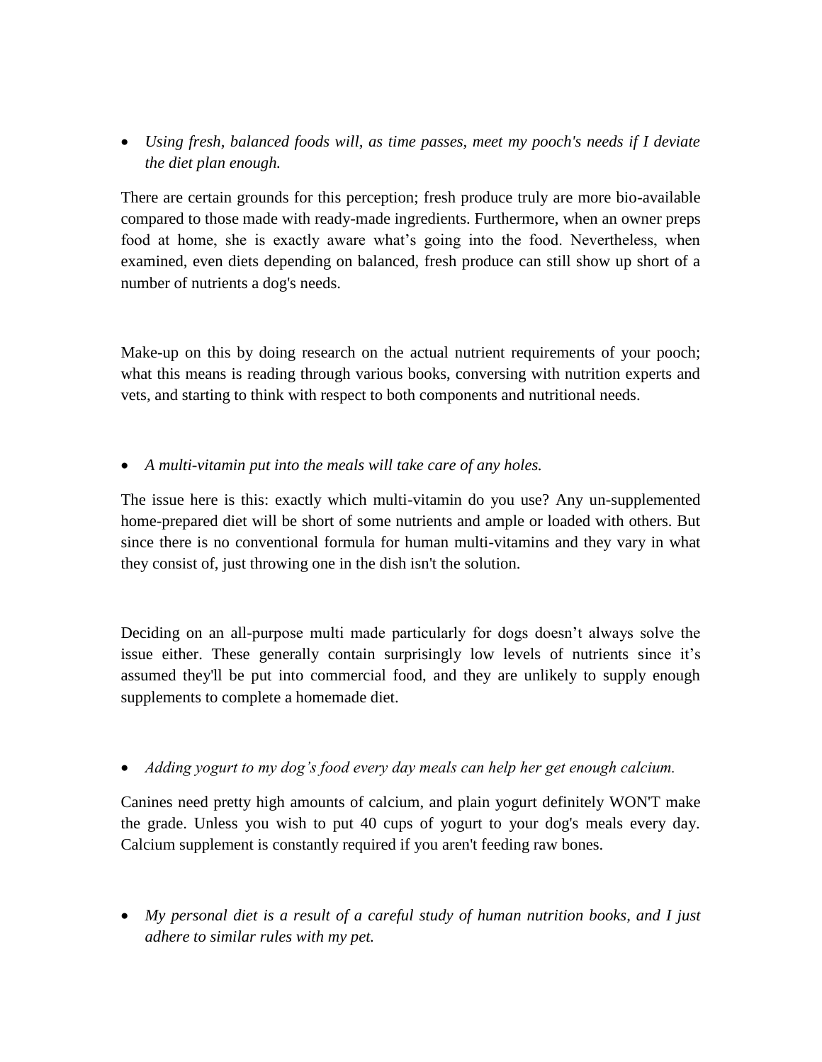- *Using fresh, balanced foods will, as time passes, meet my pooch's needs if I deviate the diet plan enough.*

There are certain grounds for this perception; fresh produce truly are more bio-available compared to those made with ready-made ingredients. Furthermore, when an owner preps food at home, she is exactly aware what's going into the food. Nevertheless, when examined, even diets depending on balanced, fresh produce can still show up short of a number of nutrients a dog's needs.

Make-up on this by doing research on the actual nutrient requirements of your pooch; what this means is reading through various books, conversing with nutrition experts and vets, and starting to think with respect to both components and nutritional needs.

- *A multi-vitamin put into the meals will take care of any holes.*

The issue here is this: exactly which multi-vitamin do you use? Any un-supplemented home-prepared diet will be short of some nutrients and ample or loaded with others. But since there is no conventional formula for human multi-vitamins and they vary in what they consist of, just throwing one in the dish isn't the solution.

Deciding on an all-purpose multi made particularly for dogs doesn't always solve the issue either. These generally contain surprisingly low levels of nutrients since it's assumed they'll be put into commercial food, and they are unlikely to supply enough supplements to complete a homemade diet.

- *Adding yogurt to my dog's food every day meals can help her get enough calcium.*

Canines need pretty high amounts of calcium, and plain yogurt definitely WON'T make the grade. Unless you wish to put 40 cups of yogurt to your dog's meals every day. Calcium supplement is constantly required if you aren't feeding raw bones.

- *My personal diet is a result of a careful study of human nutrition books, and I just adhere to similar rules with my pet.*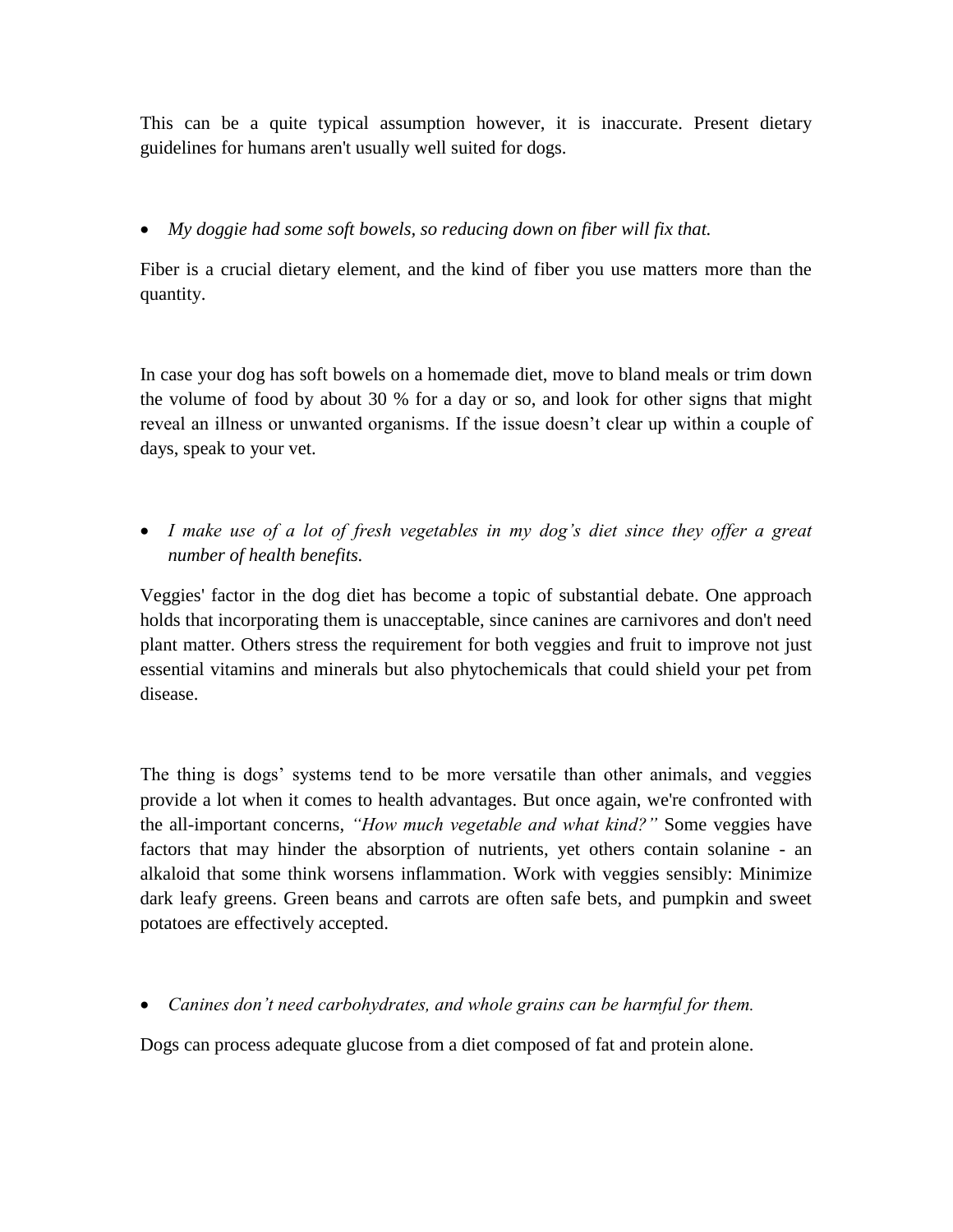This can be a quite typical assumption however, it is inaccurate. Present dietary guidelines for humans aren't usually well suited for dogs.

- *My doggie had some soft bowels, so reducing down on fiber will fix that.*

Fiber is a crucial dietary element, and the kind of fiber you use matters more than the quantity.

In case your dog has soft bowels on a homemade diet, move to bland meals or trim down the volume of food by about 30 % for a day or so, and look for other signs that might reveal an illness or unwanted organisms. If the issue doesn't clear up within a couple of days, speak to your vet.

- *I make use of a lot of fresh vegetables in my dog's diet since they offer a great number of health benefits.*

Veggies' factor in the dog diet has become a topic of substantial debate. One approach holds that incorporating them is unacceptable, since canines are carnivores and don't need plant matter. Others stress the requirement for both veggies and fruit to improve not just essential vitamins and minerals but also phytochemicals that could shield your pet from disease.

The thing is dogs' systems tend to be more versatile than other animals, and veggies provide a lot when it comes to health advantages. But once again, we're confronted with the all-important concerns, *"How much vegetable and what kind?"* Some veggies have factors that may hinder the absorption of nutrients, yet others contain solanine - an alkaloid that some think worsens inflammation. Work with veggies sensibly: Minimize dark leafy greens. Green beans and carrots are often safe bets, and pumpkin and sweet potatoes are effectively accepted.

- *Canines don't need carbohydrates, and whole grains can be harmful for them.*

Dogs can process adequate glucose from a diet composed of fat and protein alone.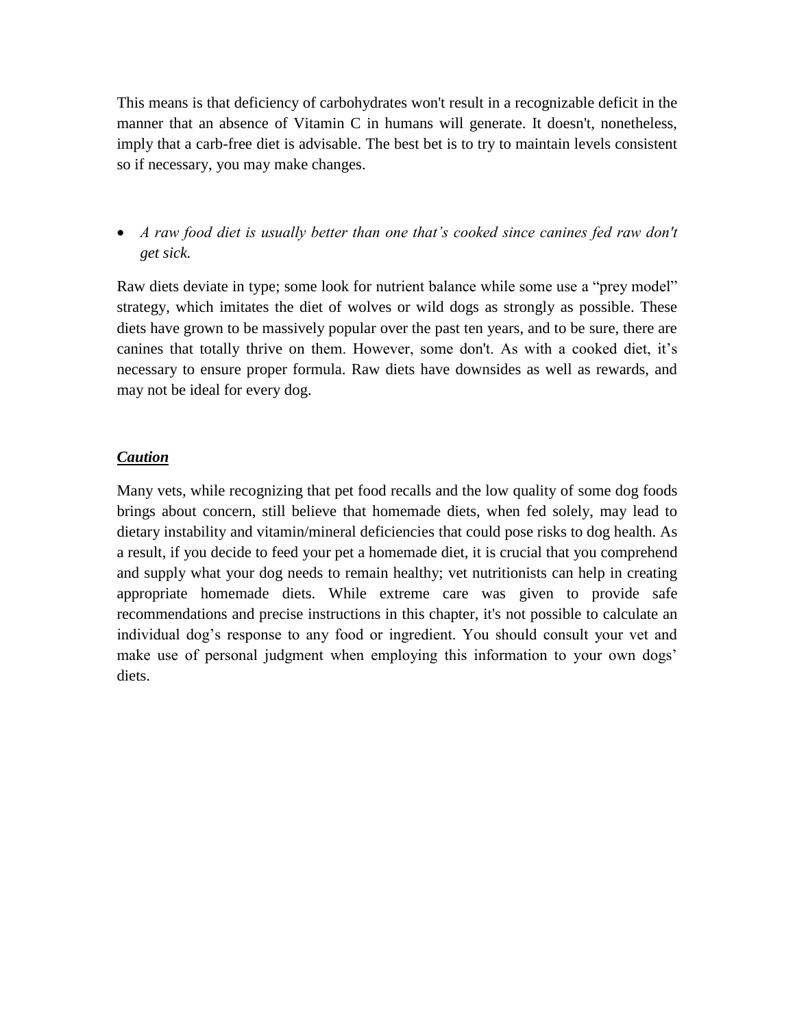This means is that deficiency of carbohydrates won't result in a recognizable deficit in the manner that an absence of Vitamin C in humans will generate. It doesn't, nonetheless, imply that a carb-free diet is advisable. The best bet is to try to maintain levels consistent so if necessary, you may make changes.

- *A raw food diet is usually better than one that’s cooked since canines fed raw don't get sick.*

Raw diets deviate in type; some look for nutrient balance while some use a “prey model” strategy, which imitates the diet of wolves or wild dogs as strongly as possible. These diets have grown to be massively popular over the past ten years, and to be sure, there are canines that totally thrive on them. However, some don't. As with a cooked diet, it’s necessary to ensure proper formula. Raw diets have downsides as well as rewards, and may not be ideal for every dog.

***Caution***

Many vets, while recognizing that pet food recalls and the low quality of some dog foods brings about concern, still believe that homemade diets, when fed solely, may lead to dietary instability and vitamin/mineral deficiencies that could pose risks to dog health. As a result, if you decide to feed your pet a homemade diet, it is crucial that you comprehend and supply what your dog needs to remain healthy; vet nutritionists can help in creating appropriate homemade diets. While extreme care was given to provide safe recommendations and precise instructions in this chapter, it's not possible to calculate an individual dog’s response to any food or ingredient. You should consult your vet and make use of personal judgment when employing this information to your own dogs’ diets.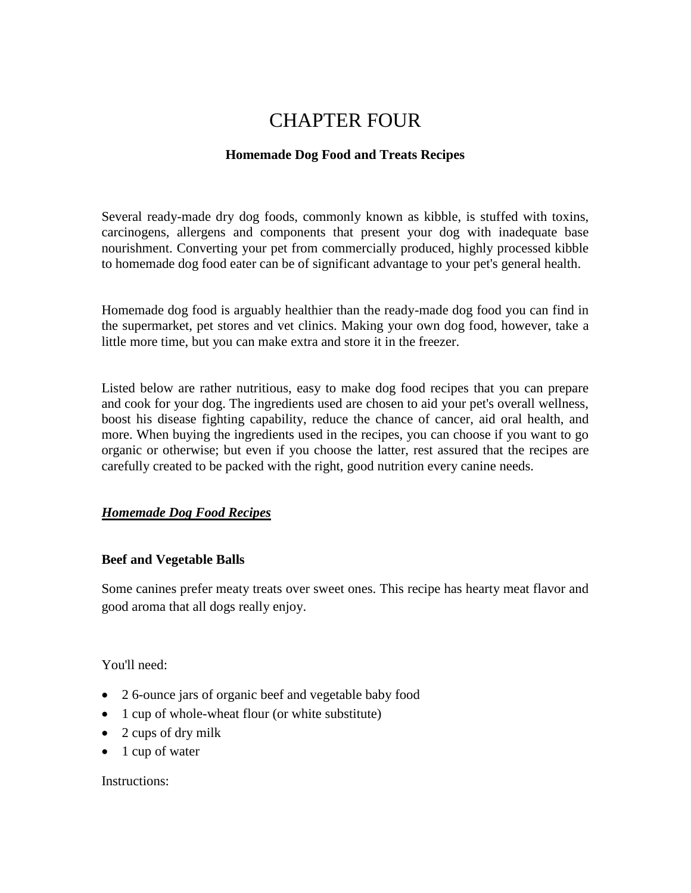# CHAPTER FOUR

## Homemade Dog Food and Treats Recipes

Several ready-made dry dog foods, commonly known as kibble, is stuffed with toxins, carcinogens, allergens and components that present your dog with inadequate base nourishment. Converting your pet from commercially produced, highly processed kibble to homemade dog food eater can be of significant advantage to your pet's general health.

Homemade dog food is arguably healthier than the ready-made dog food you can find in the supermarket, pet stores and vet clinics. Making your own dog food, however, take a little more time, but you can make extra and store it in the freezer.

Listed below are rather nutritious, easy to make dog food recipes that you can prepare and cook for your dog. The ingredients used are chosen to aid your pet's overall wellness, boost his disease fighting capability, reduce the chance of cancer, aid oral health, and more. When buying the ingredients used in the recipes, you can choose if you want to go organic or otherwise; but even if you choose the latter, rest assured that the recipes are carefully created to be packed with the right, good nutrition every canine needs.

***<u>Homemade Dog Food Recipes</u>***

**Beef and Vegetable Balls**

Some canines prefer meaty treats over sweet ones. This recipe has hearty meat flavor and good aroma that all dogs really enjoy.

You'll need:

- 2 6-ounce jars of organic beef and vegetable baby food
- 1 cup of whole-wheat flour (or white substitute)
- 2 cups of dry milk
- 1 cup of water

Instructions: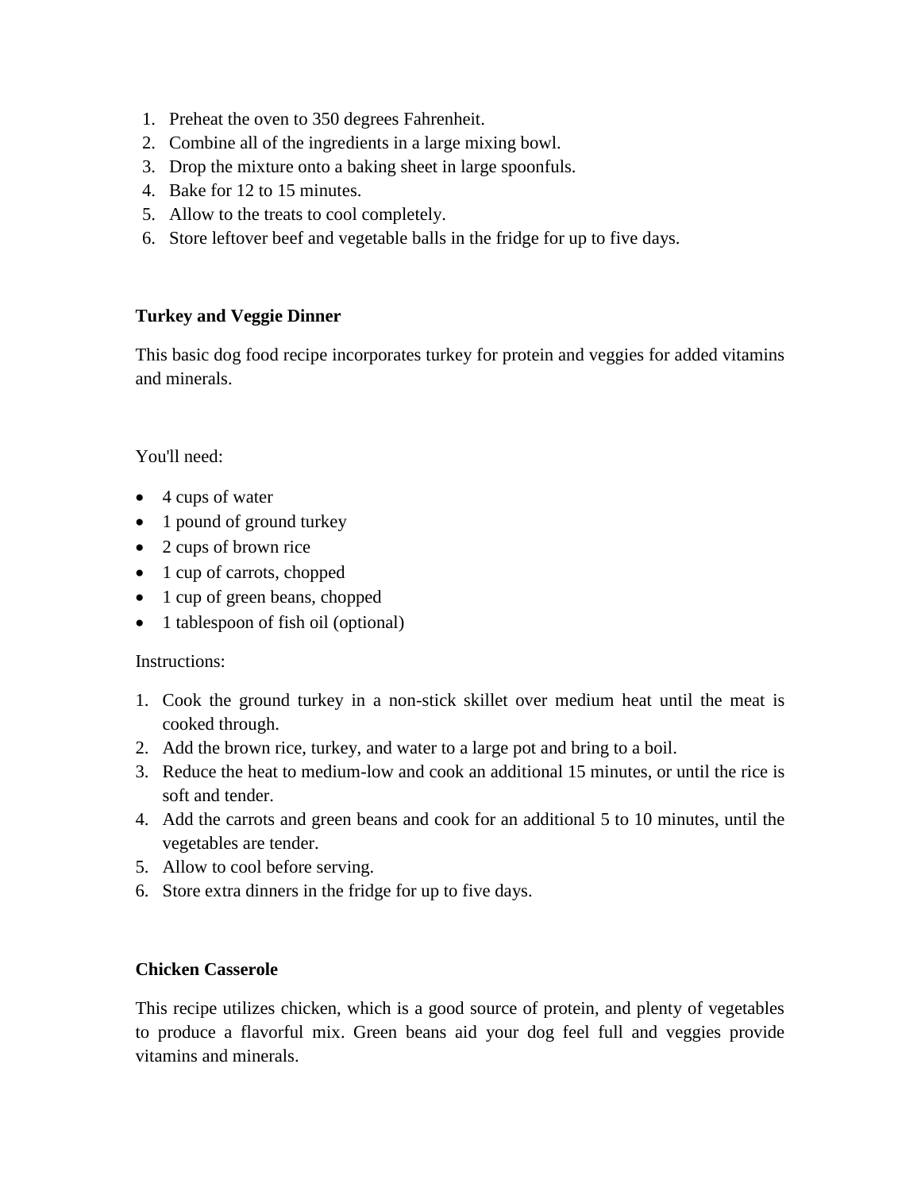1. Preheat the oven to 350 degrees Fahrenheit.
2. Combine all of the ingredients in a large mixing bowl.
3. Drop the mixture onto a baking sheet in large spoonfuls.
4. Bake for 12 to 15 minutes.
5. Allow to the treats to cool completely.
6. Store leftover beef and vegetable balls in the fridge for up to five days.

**Turkey and Veggie Dinner**

This basic dog food recipe incorporates turkey for protein and veggies for added vitamins and minerals.

You'll need:

- 4 cups of water
- 1 pound of ground turkey
- 2 cups of brown rice
- 1 cup of carrots, chopped
- 1 cup of green beans, chopped
- 1 tablespoon of fish oil (optional)

Instructions:

1. Cook the ground turkey in a non-stick skillet over medium heat until the meat is cooked through.
2. Add the brown rice, turkey, and water to a large pot and bring to a boil.
3. Reduce the heat to medium-low and cook an additional 15 minutes, or until the rice is soft and tender.
4. Add the carrots and green beans and cook for an additional 5 to 10 minutes, until the vegetables are tender.
5. Allow to cool before serving.
6. Store extra dinners in the fridge for up to five days.

**Chicken Casserole**

This recipe utilizes chicken, which is a good source of protein, and plenty of vegetables to produce a flavorful mix. Green beans aid your dog feel full and veggies provide vitamins and minerals.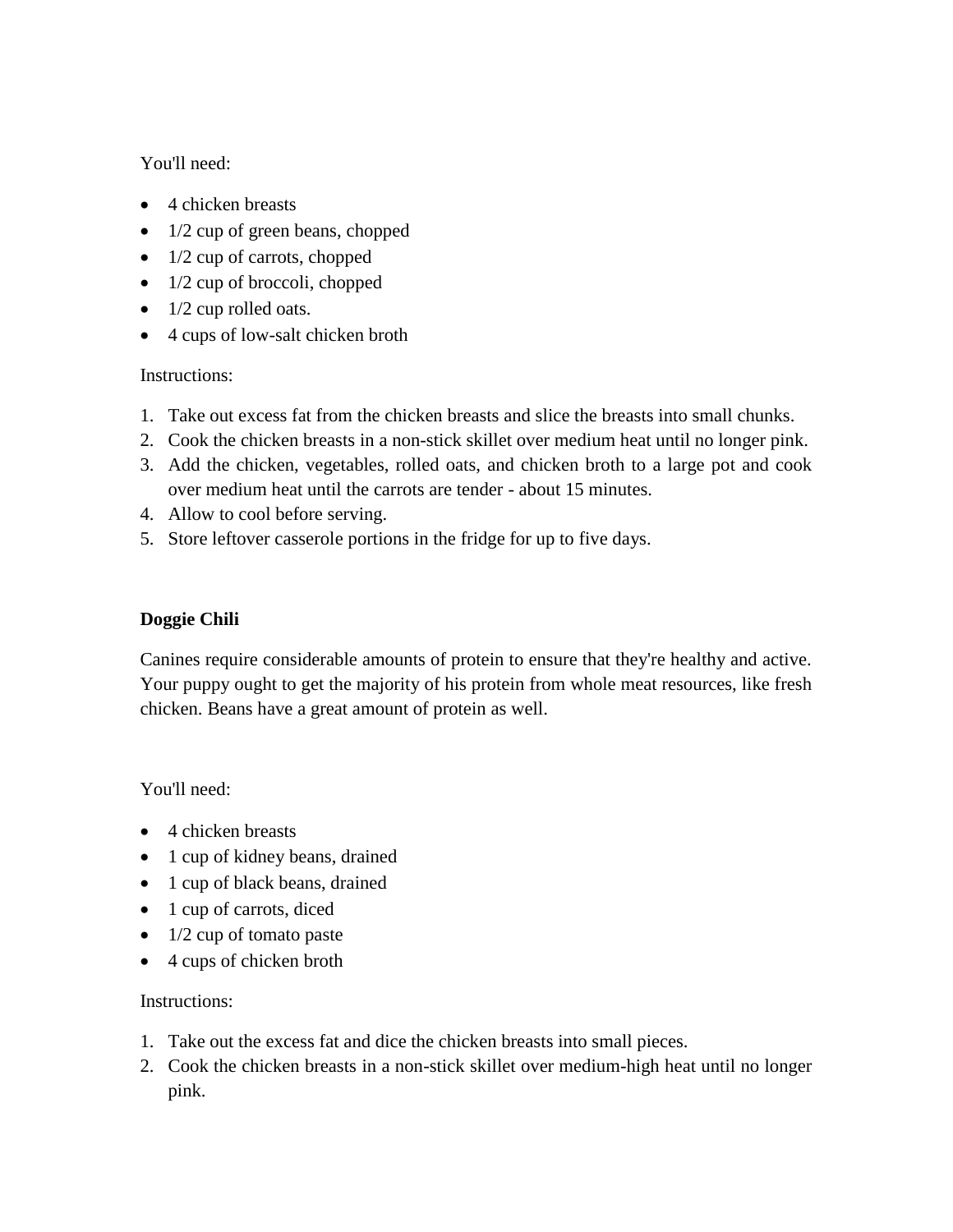You'll need:

- 4 chicken breasts
- 1/2 cup of green beans, chopped
- 1/2 cup of carrots, chopped
- 1/2 cup of broccoli, chopped
- 1/2 cup rolled oats.
- 4 cups of low-salt chicken broth

Instructions:

1. Take out excess fat from the chicken breasts and slice the breasts into small chunks.
2. Cook the chicken breasts in a non-stick skillet over medium heat until no longer pink.
3. Add the chicken, vegetables, rolled oats, and chicken broth to a large pot and cook over medium heat until the carrots are tender - about 15 minutes.
4. Allow to cool before serving.
5. Store leftover casserole portions in the fridge for up to five days.

**Doggie Chili**

Canines require considerable amounts of protein to ensure that they're healthy and active. Your puppy ought to get the majority of his protein from whole meat resources, like fresh chicken. Beans have a great amount of protein as well.

You'll need:

- 4 chicken breasts
- 1 cup of kidney beans, drained
- 1 cup of black beans, drained
- 1 cup of carrots, diced
- 1/2 cup of tomato paste
- 4 cups of chicken broth

Instructions:

1. Take out the excess fat and dice the chicken breasts into small pieces.
2. Cook the chicken breasts in a non-stick skillet over medium-high heat until no longer pink.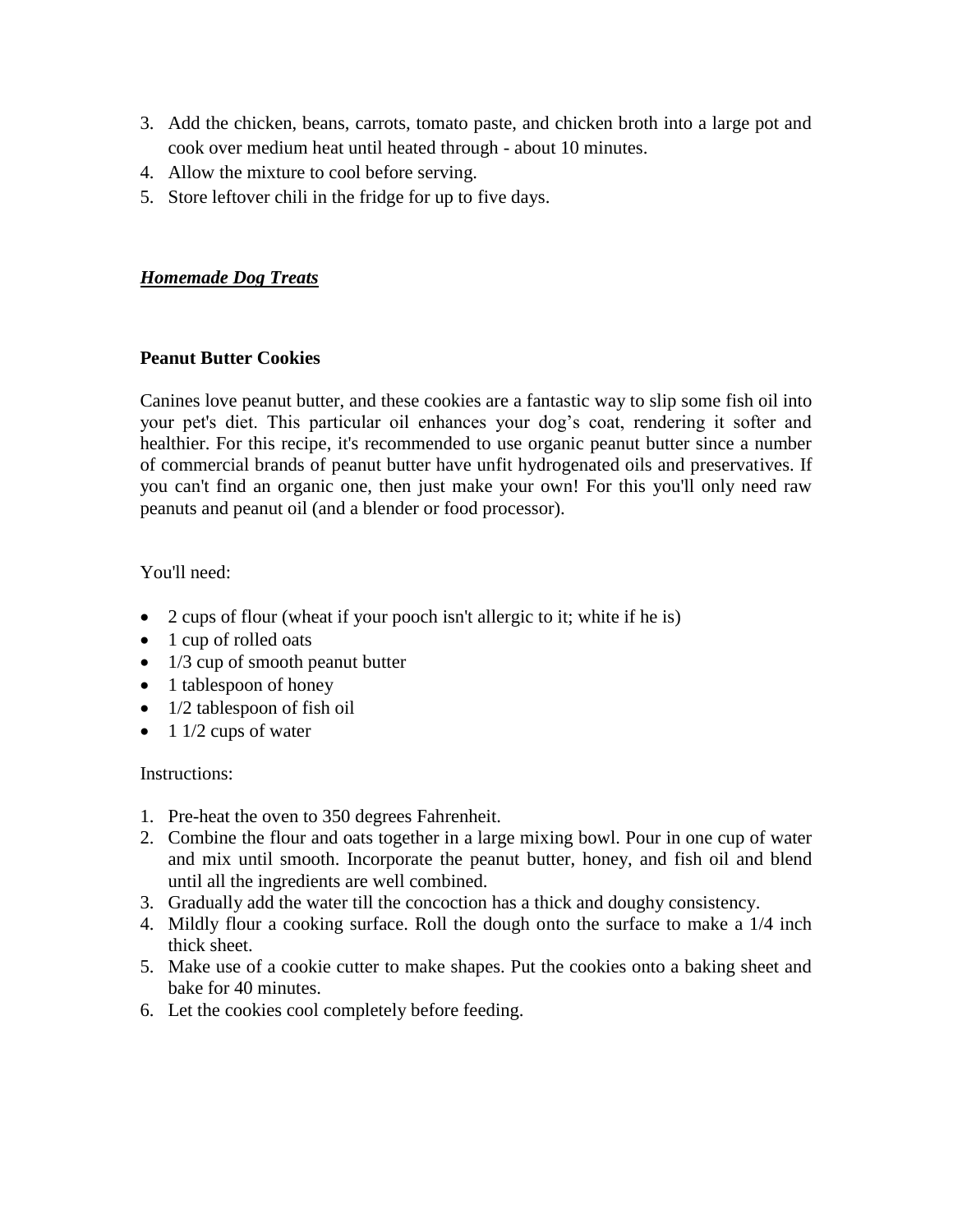3. Add the chicken, beans, carrots, tomato paste, and chicken broth into a large pot and cook over medium heat until heated through - about 10 minutes.
4. Allow the mixture to cool before serving.
5. Store leftover chili in the fridge for up to five days.

## ***Homemade Dog Treats***

### **Peanut Butter Cookies**

Canines love peanut butter, and these cookies are a fantastic way to slip some fish oil into your pet's diet. This particular oil enhances your dog's coat, rendering it softer and healthier. For this recipe, it's recommended to use organic peanut butter since a number of commercial brands of peanut butter have unfit hydrogenated oils and preservatives. If you can't find an organic one, then just make your own! For this you'll only need raw peanuts and peanut oil (and a blender or food processor).

You'll need:

- 2 cups of flour (wheat if your pooch isn't allergic to it; white if he is)
- 1 cup of rolled oats
- 1/3 cup of smooth peanut butter
- 1 tablespoon of honey
- 1/2 tablespoon of fish oil
- 1 1/2 cups of water

Instructions:

1. Pre-heat the oven to 350 degrees Fahrenheit.
2. Combine the flour and oats together in a large mixing bowl. Pour in one cup of water and mix until smooth. Incorporate the peanut butter, honey, and fish oil and blend until all the ingredients are well combined.
3. Gradually add the water till the concoction has a thick and doughy consistency.
4. Mildly flour a cooking surface. Roll the dough onto the surface to make a 1/4 inch thick sheet.
5. Make use of a cookie cutter to make shapes. Put the cookies onto a baking sheet and bake for 40 minutes.
6. Let the cookies cool completely before feeding.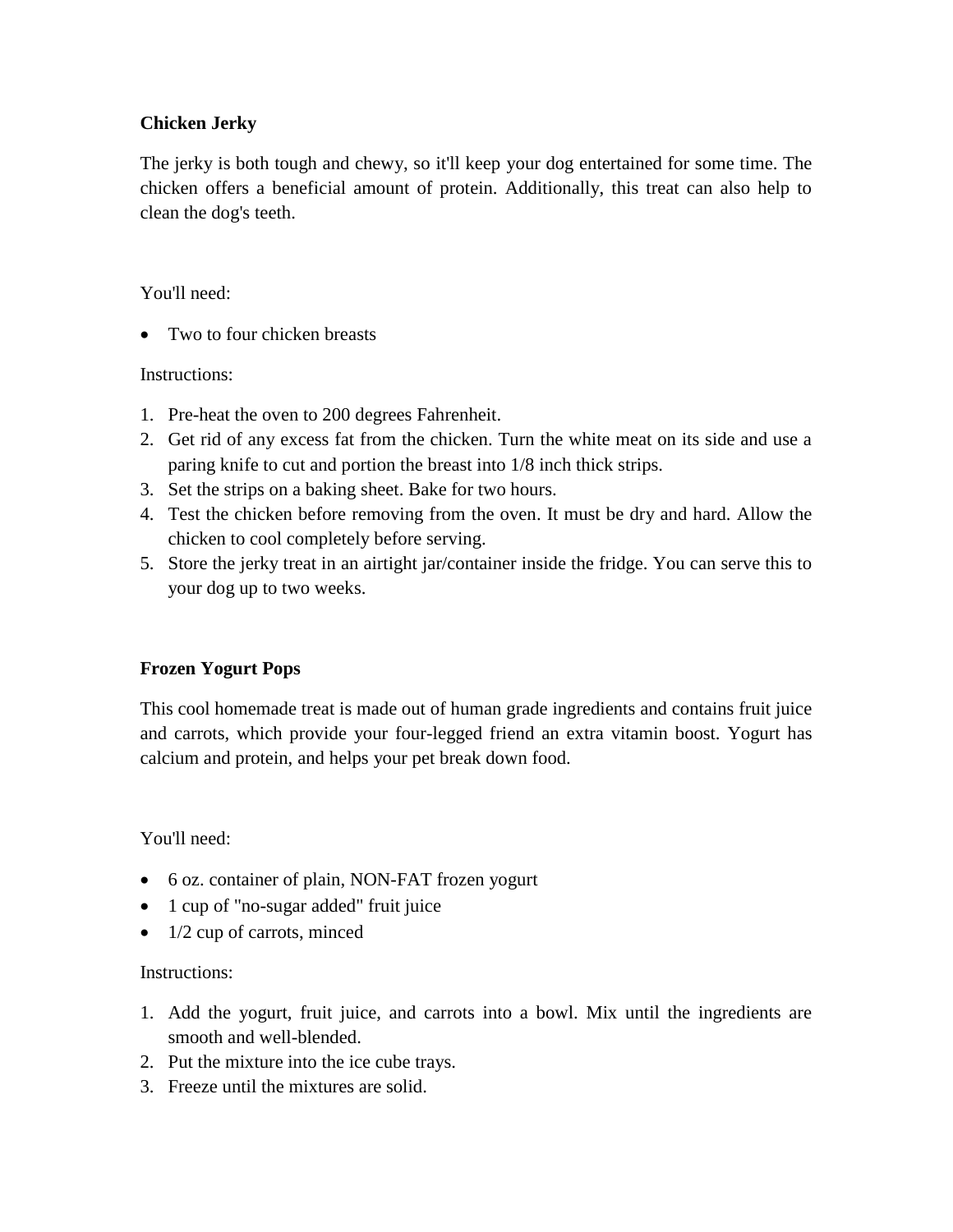**Chicken Jerky**

The jerky is both tough and chewy, so it'll keep your dog entertained for some time. The chicken offers a beneficial amount of protein. Additionally, this treat can also help to clean the dog's teeth.

You'll need:

- Two to four chicken breasts

Instructions:

1. Pre-heat the oven to 200 degrees Fahrenheit.
2. Get rid of any excess fat from the chicken. Turn the white meat on its side and use a paring knife to cut and portion the breast into 1/8 inch thick strips.
3. Set the strips on a baking sheet. Bake for two hours.
4. Test the chicken before removing from the oven. It must be dry and hard. Allow the chicken to cool completely before serving.
5. Store the jerky treat in an airtight jar/container inside the fridge. You can serve this to your dog up to two weeks.

**Frozen Yogurt Pops**

This cool homemade treat is made out of human grade ingredients and contains fruit juice and carrots, which provide your four-legged friend an extra vitamin boost. Yogurt has calcium and protein, and helps your pet break down food.

You'll need:

- 6 oz. container of plain, NON-FAT frozen yogurt
- 1 cup of "no-sugar added" fruit juice
- 1/2 cup of carrots, minced

Instructions:

1. Add the yogurt, fruit juice, and carrots into a bowl. Mix until the ingredients are smooth and well-blended.
2. Put the mixture into the ice cube trays.
3. Freeze until the mixtures are solid.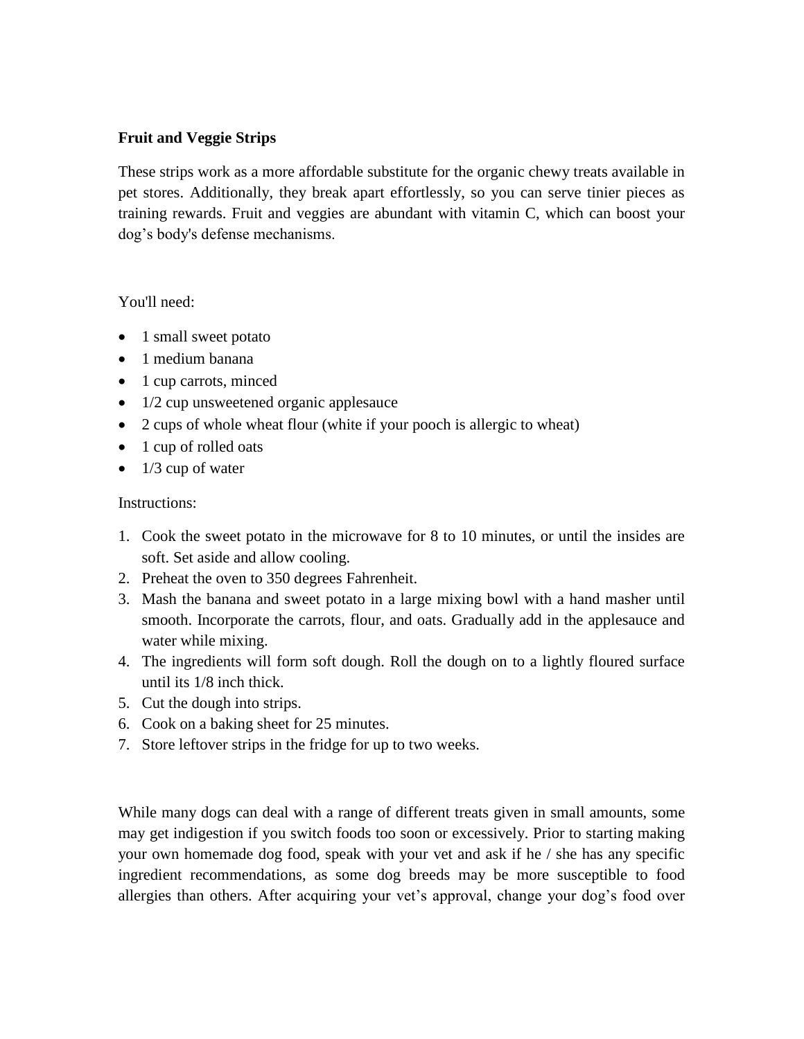**Fruit and Veggie Strips**

These strips work as a more affordable substitute for the organic chewy treats available in pet stores. Additionally, they break apart effortlessly, so you can serve tinier pieces as training rewards. Fruit and veggies are abundant with vitamin C, which can boost your dog's body's defense mechanisms.

You'll need:

- 1 small sweet potato
- 1 medium banana
- 1 cup carrots, minced
- 1/2 cup unsweetened organic applesauce
- 2 cups of whole wheat flour (white if your pooch is allergic to wheat)
- 1 cup of rolled oats
- 1/3 cup of water

Instructions:

1. Cook the sweet potato in the microwave for 8 to 10 minutes, or until the insides are soft. Set aside and allow cooling.
2. Preheat the oven to 350 degrees Fahrenheit.
3. Mash the banana and sweet potato in a large mixing bowl with a hand masher until smooth. Incorporate the carrots, flour, and oats. Gradually add in the applesauce and water while mixing.
4. The ingredients will form soft dough. Roll the dough on to a lightly floured surface until its 1/8 inch thick.
5. Cut the dough into strips.
6. Cook on a baking sheet for 25 minutes.
7. Store leftover strips in the fridge for up to two weeks.

While many dogs can deal with a range of different treats given in small amounts, some may get indigestion if you switch foods too soon or excessively. Prior to starting making your own homemade dog food, speak with your vet and ask if he / she has any specific ingredient recommendations, as some dog breeds may be more susceptible to food allergies than others. After acquiring your vet's approval, change your dog's food over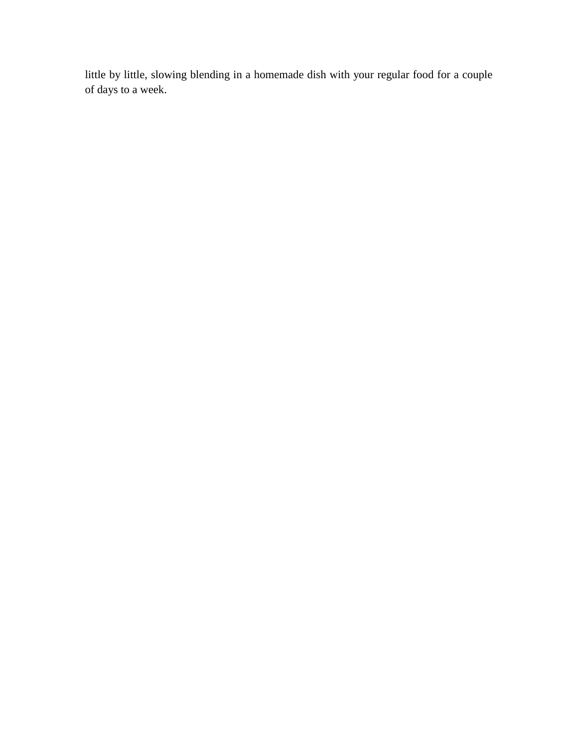little by little, slowing blending in a homemade dish with your regular food for a couple of days to a week.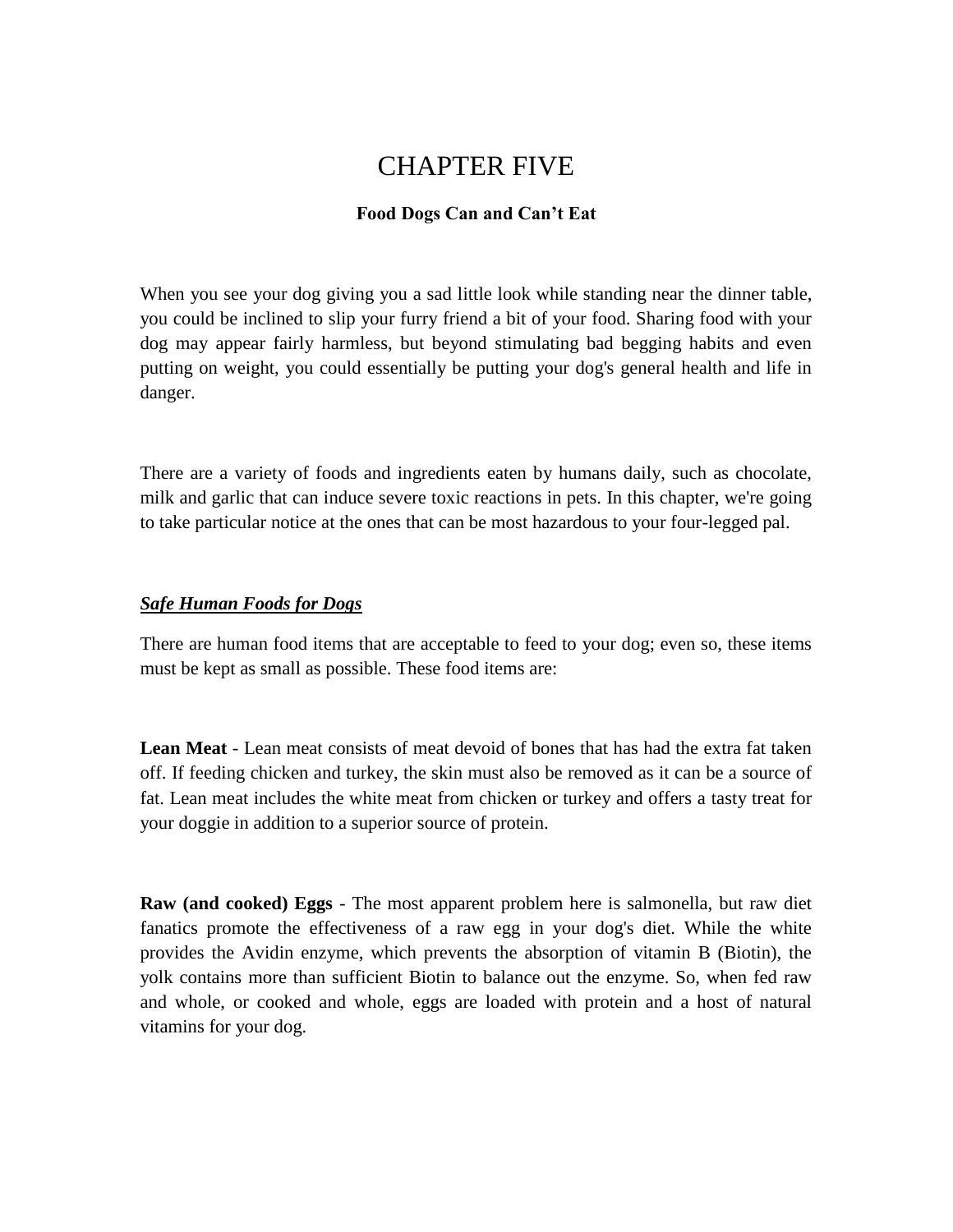# CHAPTER FIVE

## Food Dogs Can and Can't Eat

When you see your dog giving you a sad little look while standing near the dinner table, you could be inclined to slip your furry friend a bit of your food. Sharing food with your dog may appear fairly harmless, but beyond stimulating bad begging habits and even putting on weight, you could essentially be putting your dog's general health and life in danger.

There are a variety of foods and ingredients eaten by humans daily, such as chocolate, milk and garlic that can induce severe toxic reactions in pets. In this chapter, we're going to take particular notice at the ones that can be most hazardous to your four-legged pal.

### ***Safe Human Foods for Dogs***

There are human food items that are acceptable to feed to your dog; even so, these items must be kept as small as possible. These food items are:

**Lean Meat** - Lean meat consists of meat devoid of bones that has had the extra fat taken off. If feeding chicken and turkey, the skin must also be removed as it can be a source of fat. Lean meat includes the white meat from chicken or turkey and offers a tasty treat for your doggie in addition to a superior source of protein.

**Raw (and cooked) Eggs** - The most apparent problem here is salmonella, but raw diet fanatics promote the effectiveness of a raw egg in your dog's diet. While the white provides the Avidin enzyme, which prevents the absorption of vitamin B (Biotin), the yolk contains more than sufficient Biotin to balance out the enzyme. So, when fed raw and whole, or cooked and whole, eggs are loaded with protein and a host of natural vitamins for your dog.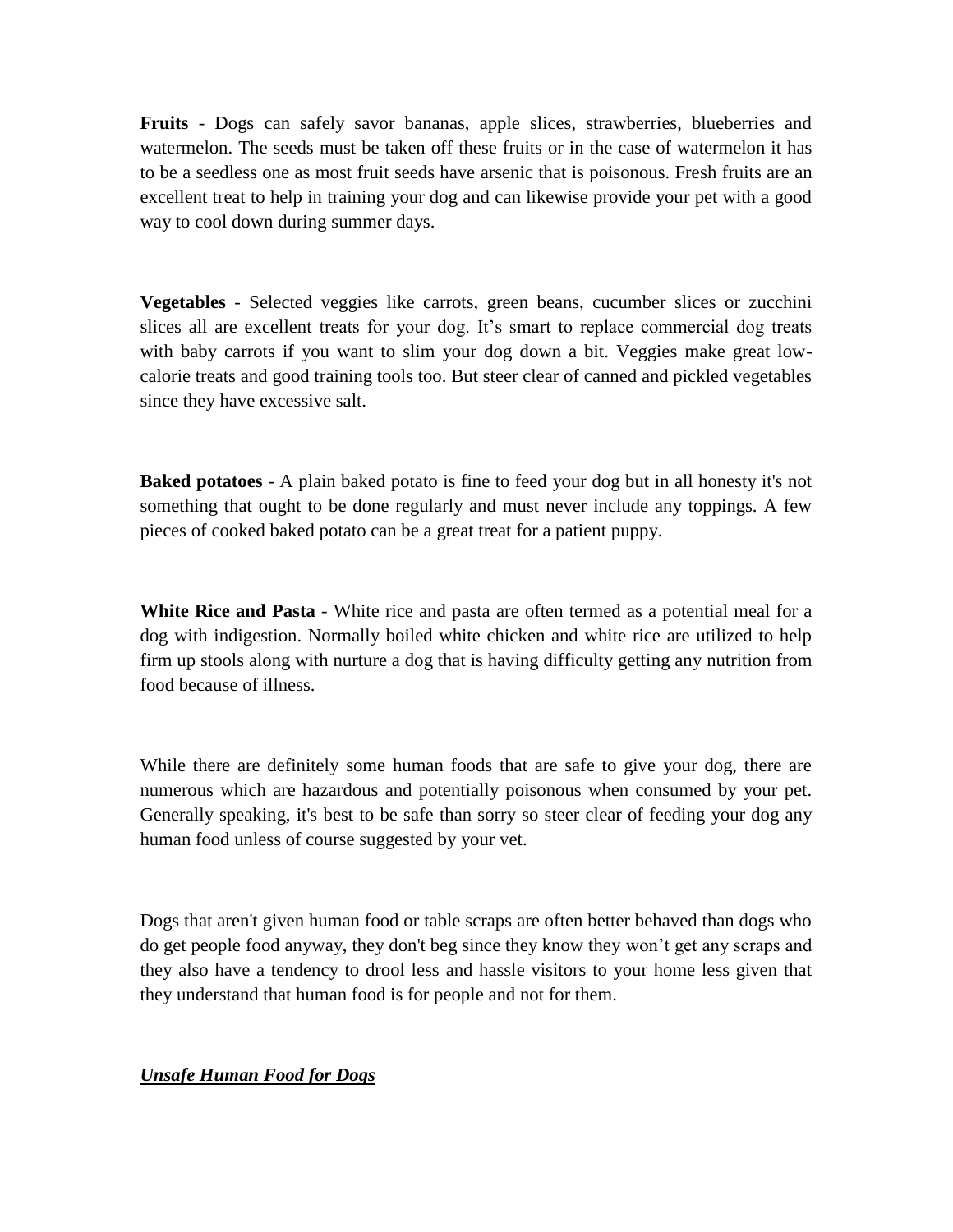**Fruits** - Dogs can safely savor bananas, apple slices, strawberries, blueberries and watermelon. The seeds must be taken off these fruits or in the case of watermelon it has to be a seedless one as most fruit seeds have arsenic that is poisonous. Fresh fruits are an excellent treat to help in training your dog and can likewise provide your pet with a good way to cool down during summer days.

**Vegetables** - Selected veggies like carrots, green beans, cucumber slices or zucchini slices all are excellent treats for your dog. It's smart to replace commercial dog treats with baby carrots if you want to slim your dog down a bit. Veggies make great low-calorie treats and good training tools too. But steer clear of canned and pickled vegetables since they have excessive salt.

**Baked potatoes** - A plain baked potato is fine to feed your dog but in all honesty it's not something that ought to be done regularly and must never include any toppings. A few pieces of cooked baked potato can be a great treat for a patient puppy.

**White Rice and Pasta** - White rice and pasta are often termed as a potential meal for a dog with indigestion. Normally boiled white chicken and white rice are utilized to help firm up stools along with nurture a dog that is having difficulty getting any nutrition from food because of illness.

While there are definitely some human foods that are safe to give your dog, there are numerous which are hazardous and potentially poisonous when consumed by your pet. Generally speaking, it's best to be safe than sorry so steer clear of feeding your dog any human food unless of course suggested by your vet.

Dogs that aren't given human food or table scraps are often better behaved than dogs who do get people food anyway, they don't beg since they know they won't get any scraps and they also have a tendency to drool less and hassle visitors to your home less given that they understand that human food is for people and not for them.

***Unsafe Human Food for Dogs***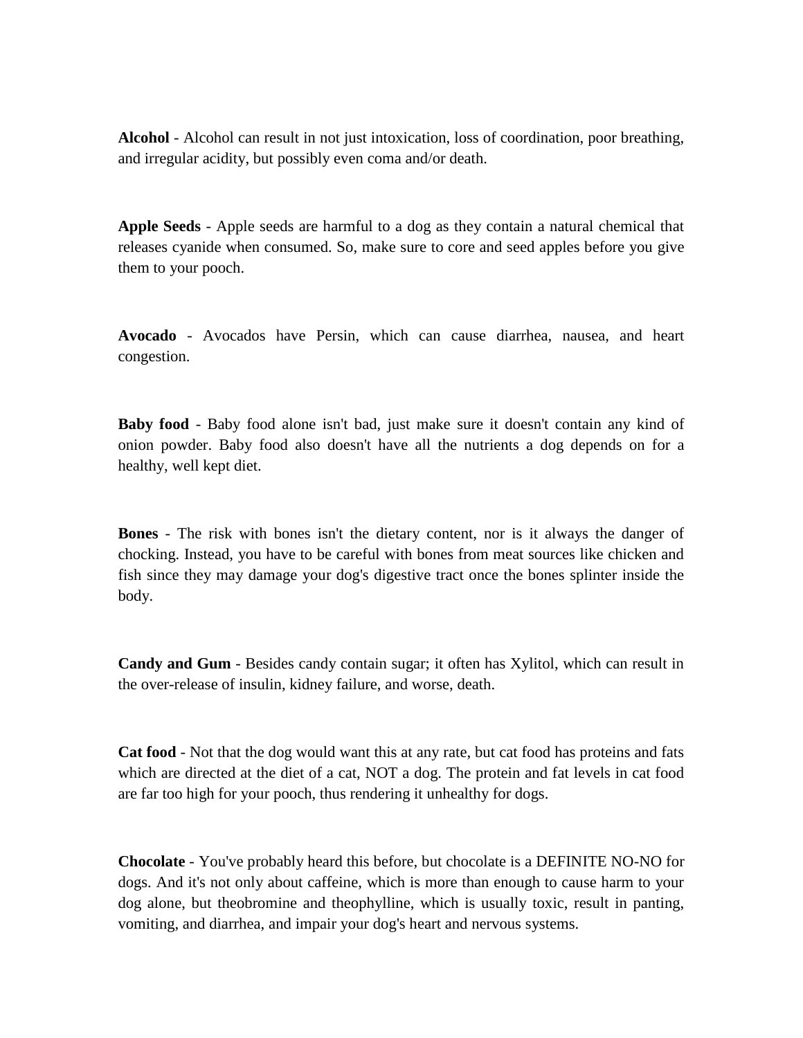**Alcohol** - Alcohol can result in not just intoxication, loss of coordination, poor breathing, and irregular acidity, but possibly even coma and/or death.

**Apple Seeds** - Apple seeds are harmful to a dog as they contain a natural chemical that releases cyanide when consumed. So, make sure to core and seed apples before you give them to your pooch.

**Avocado** - Avocados have Persin, which can cause diarrhea, nausea, and heart congestion.

**Baby food** - Baby food alone isn't bad, just make sure it doesn't contain any kind of onion powder. Baby food also doesn't have all the nutrients a dog depends on for a healthy, well kept diet.

**Bones** - The risk with bones isn't the dietary content, nor is it always the danger of chocking. Instead, you have to be careful with bones from meat sources like chicken and fish since they may damage your dog's digestive tract once the bones splinter inside the body.

**Candy and Gum** - Besides candy contain sugar; it often has Xylitol, which can result in the over-release of insulin, kidney failure, and worse, death.

**Cat food** - Not that the dog would want this at any rate, but cat food has proteins and fats which are directed at the diet of a cat, NOT a dog. The protein and fat levels in cat food are far too high for your pooch, thus rendering it unhealthy for dogs.

**Chocolate** - You've probably heard this before, but chocolate is a DEFINITE NO-NO for dogs. And it's not only about caffeine, which is more than enough to cause harm to your dog alone, but theobromine and theophylline, which is usually toxic, result in panting, vomiting, and diarrhea, and impair your dog's heart and nervous systems.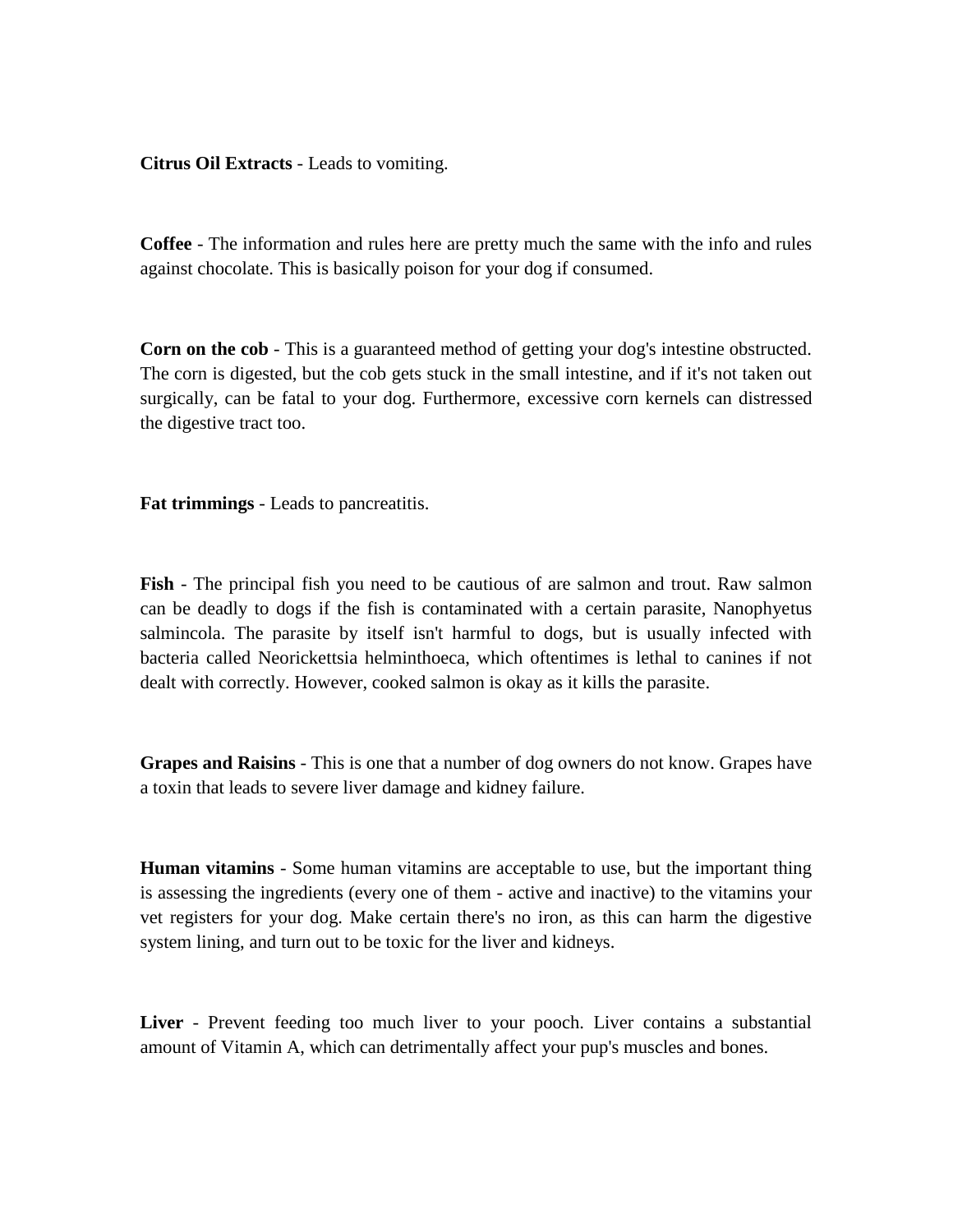**Citrus Oil Extracts** - Leads to vomiting.

**Coffee** - The information and rules here are pretty much the same with the info and rules against chocolate. This is basically poison for your dog if consumed.

**Corn on the cob** - This is a guaranteed method of getting your dog's intestine obstructed. The corn is digested, but the cob gets stuck in the small intestine, and if it's not taken out surgically, can be fatal to your dog. Furthermore, excessive corn kernels can distressed the digestive tract too.

**Fat trimmings** - Leads to pancreatitis.

**Fish** - The principal fish you need to be cautious of are salmon and trout. Raw salmon can be deadly to dogs if the fish is contaminated with a certain parasite, Nanophyetus salmincola. The parasite by itself isn't harmful to dogs, but is usually infected with bacteria called Neorickettsia helminthoeca, which oftentimes is lethal to canines if not dealt with correctly. However, cooked salmon is okay as it kills the parasite.

**Grapes and Raisins** - This is one that a number of dog owners do not know. Grapes have a toxin that leads to severe liver damage and kidney failure.

**Human vitamins** - Some human vitamins are acceptable to use, but the important thing is assessing the ingredients (every one of them - active and inactive) to the vitamins your vet registers for your dog. Make certain there's no iron, as this can harm the digestive system lining, and turn out to be toxic for the liver and kidneys.

**Liver** - Prevent feeding too much liver to your pooch. Liver contains a substantial amount of Vitamin A, which can detrimentally affect your pup's muscles and bones.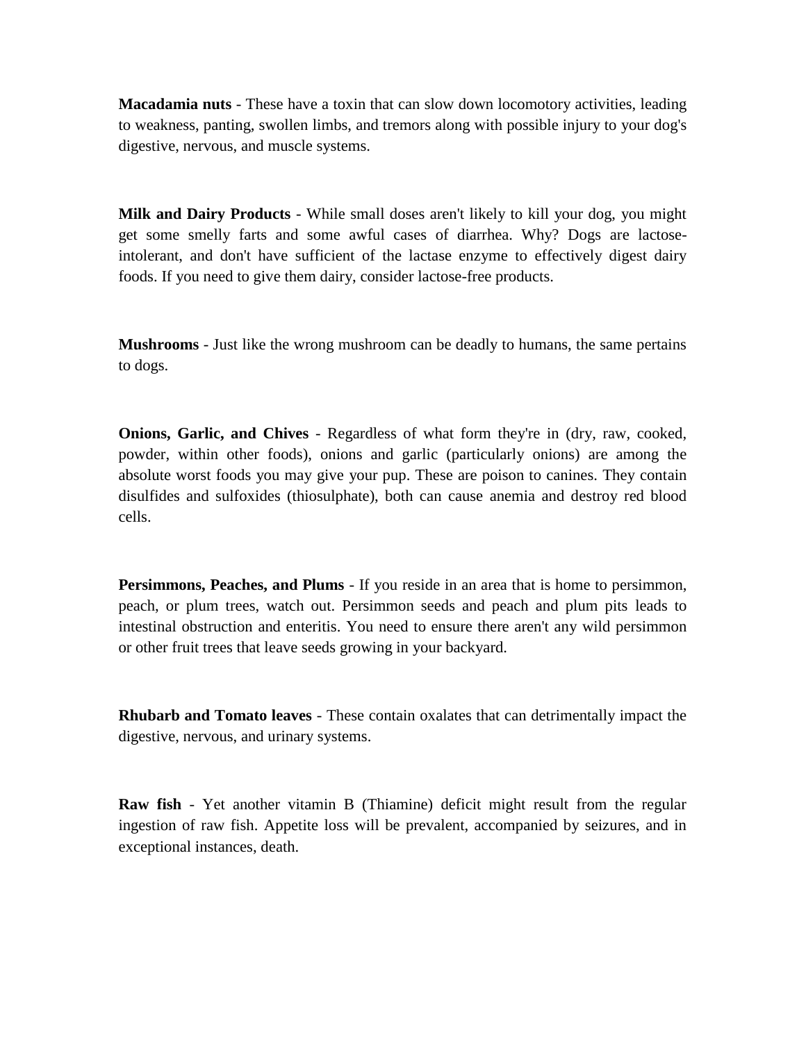**Macadamia nuts** - These have a toxin that can slow down locomotory activities, leading to weakness, panting, swollen limbs, and tremors along with possible injury to your dog's digestive, nervous, and muscle systems.

**Milk and Dairy Products** - While small doses aren't likely to kill your dog, you might get some smelly farts and some awful cases of diarrhea. Why? Dogs are lactose-intolerant, and don't have sufficient of the lactase enzyme to effectively digest dairy foods. If you need to give them dairy, consider lactose-free products.

**Mushrooms** - Just like the wrong mushroom can be deadly to humans, the same pertains to dogs.

**Onions, Garlic, and Chives** - Regardless of what form they're in (dry, raw, cooked, powder, within other foods), onions and garlic (particularly onions) are among the absolute worst foods you may give your pup. These are poison to canines. They contain disulfides and sulfoxides (thiosulphate), both can cause anemia and destroy red blood cells.

**Persimmons, Peaches, and Plums** - If you reside in an area that is home to persimmon, peach, or plum trees, watch out. Persimmon seeds and peach and plum pits leads to intestinal obstruction and enteritis. You need to ensure there aren't any wild persimmon or other fruit trees that leave seeds growing in your backyard.

**Rhubarb and Tomato leaves** - These contain oxalates that can detrimentally impact the digestive, nervous, and urinary systems.

**Raw fish** - Yet another vitamin B (Thiamine) deficit might result from the regular ingestion of raw fish. Appetite loss will be prevalent, accompanied by seizures, and in exceptional instances, death.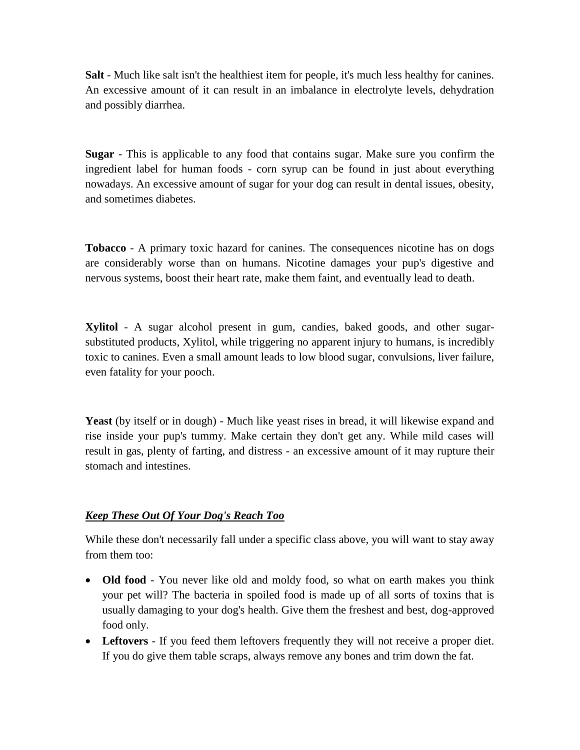**Salt** - Much like salt isn't the healthiest item for people, it's much less healthy for canines. An excessive amount of it can result in an imbalance in electrolyte levels, dehydration and possibly diarrhea.

**Sugar** - This is applicable to any food that contains sugar. Make sure you confirm the ingredient label for human foods - corn syrup can be found in just about everything nowadays. An excessive amount of sugar for your dog can result in dental issues, obesity, and sometimes diabetes.

**Tobacco** - A primary toxic hazard for canines. The consequences nicotine has on dogs are considerably worse than on humans. Nicotine damages your pup's digestive and nervous systems, boost their heart rate, make them faint, and eventually lead to death.

**Xylitol** - A sugar alcohol present in gum, candies, baked goods, and other sugar-substituted products, Xylitol, while triggering no apparent injury to humans, is incredibly toxic to canines. Even a small amount leads to low blood sugar, convulsions, liver failure, even fatality for your pooch.

**Yeast** (by itself or in dough) - Much like yeast rises in bread, it will likewise expand and rise inside your pup's tummy. Make certain they don't get any. While mild cases will result in gas, plenty of farting, and distress - an excessive amount of it may rupture their stomach and intestines.

***<u>Keep These Out Of Your Dog's Reach Too</u>***

While these don't necessarily fall under a specific class above, you will want to stay away from them too:

- **Old food** - You never like old and moldy food, so what on earth makes you think your pet will? The bacteria in spoiled food is made up of all sorts of toxins that is usually damaging to your dog's health. Give them the freshest and best, dog-approved food only.
- **Leftovers** - If you feed them leftovers frequently they will not receive a proper diet. If you do give them table scraps, always remove any bones and trim down the fat.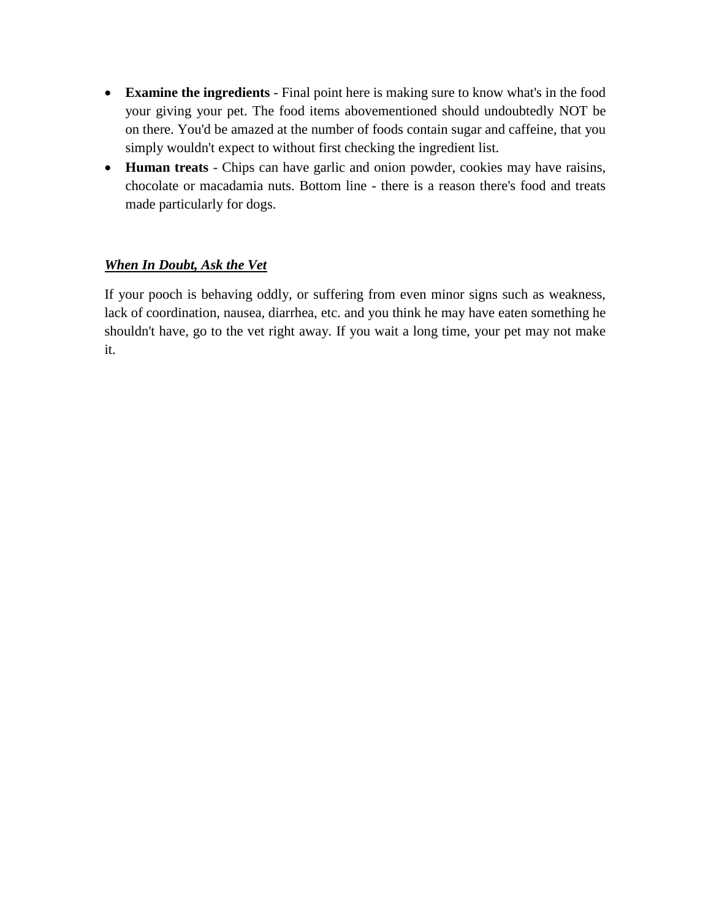- **Examine the ingredients** - Final point here is making sure to know what's in the food your giving your pet. The food items abovementioned should undoubtedly NOT be on there. You'd be amazed at the number of foods contain sugar and caffeine, that you simply wouldn't expect to without first checking the ingredient list.
- **Human treats** - Chips can have garlic and onion powder, cookies may have raisins, chocolate or macadamia nuts. Bottom line - there is a reason there's food and treats made particularly for dogs.

### ***When In Doubt, Ask the Vet***

If your pooch is behaving oddly, or suffering from even minor signs such as weakness, lack of coordination, nausea, diarrhea, etc. and you think he may have eaten something he shouldn't have, go to the vet right away. If you wait a long time, your pet may not make it.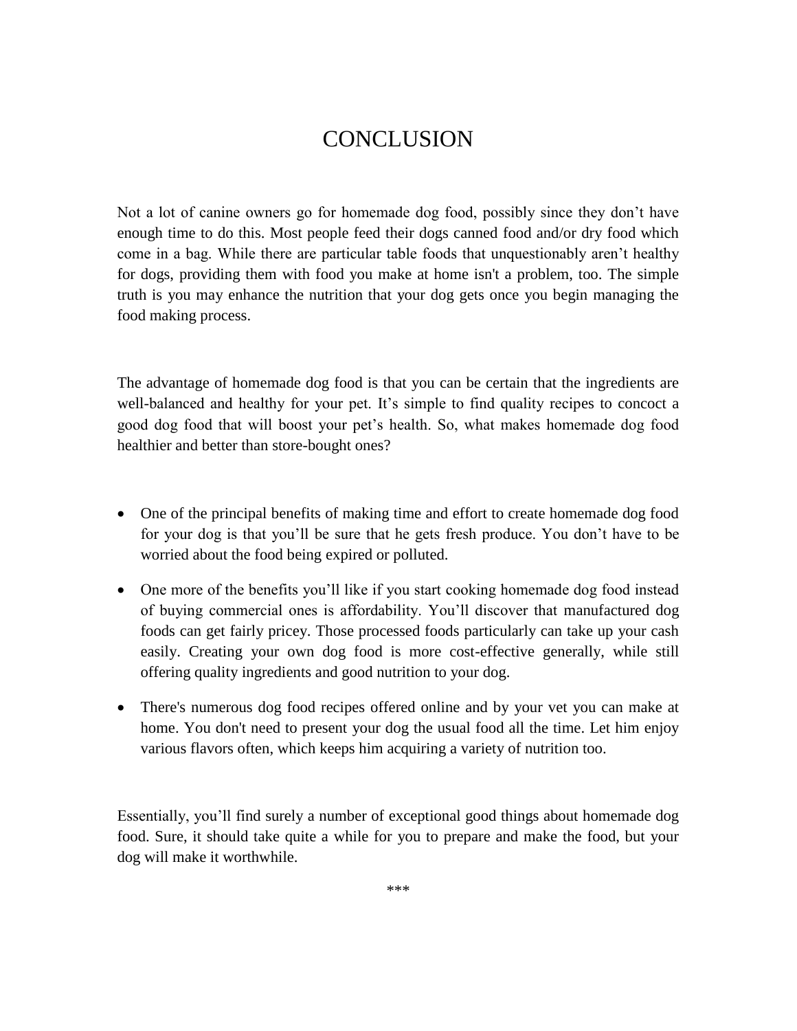# CONCLUSION

Not a lot of canine owners go for homemade dog food, possibly since they don't have enough time to do this. Most people feed their dogs canned food and/or dry food which come in a bag. While there are particular table foods that unquestionably aren't healthy for dogs, providing them with food you make at home isn't a problem, too. The simple truth is you may enhance the nutrition that your dog gets once you begin managing the food making process.

The advantage of homemade dog food is that you can be certain that the ingredients are well-balanced and healthy for your pet. It's simple to find quality recipes to concoct a good dog food that will boost your pet's health. So, what makes homemade dog food healthier and better than store-bought ones?

- One of the principal benefits of making time and effort to create homemade dog food for your dog is that you'll be sure that he gets fresh produce. You don't have to be worried about the food being expired or polluted.
- One more of the benefits you'll like if you start cooking homemade dog food instead of buying commercial ones is affordability. You'll discover that manufactured dog foods can get fairly pricey. Those processed foods particularly can take up your cash easily. Creating your own dog food is more cost-effective generally, while still offering quality ingredients and good nutrition to your dog.
- There's numerous dog food recipes offered online and by your vet you can make at home. You don't need to present your dog the usual food all the time. Let him enjoy various flavors often, which keeps him acquiring a variety of nutrition too.

Essentially, you'll find surely a number of exceptional good things about homemade dog food. Sure, it should take quite a while for you to prepare and make the food, but your dog will make it worthwhile.

***